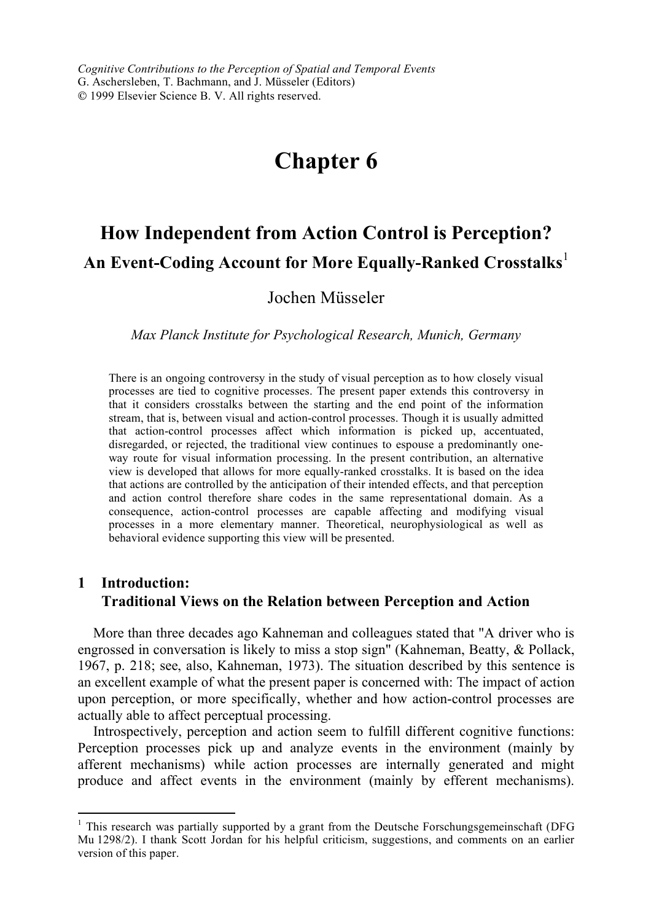*Cognitive Contributions to the Perception of Spatial and Temporal Events*
G. Aschersleben, T. Bachmann, and J. Müsseler (Editors)
© 1999 Elsevier Science B. V. All rights reserved.

# Chapter 6

## How Independent from Action Control is Perception?
### An Event-Coding Account for More Equally-Ranked Crosstalks[1]

Jochen Müsseler

*Max Planck Institute for Psychological Research, Munich, Germany*

There is an ongoing controversy in the study of visual perception as to how closely visual processes are tied to cognitive processes. The present paper extends this controversy in that it considers crosstalks between the starting and the end point of the information stream, that is, between visual and action-control processes. Though it is usually admitted that action-control processes affect which information is picked up, accentuated, disregarded, or rejected, the traditional view continues to espouse a predominantly one-way route for visual information processing. In the present contribution, an alternative view is developed that allows for more equally-ranked crosstalks. It is based on the idea that actions are controlled by the anticipation of their intended effects, and that perception and action control therefore share codes in the same representational domain. As a consequence, action-control processes are capable affecting and modifying visual processes in a more elementary manner. Theoretical, neurophysiological as well as behavioral evidence supporting this view will be presented.

## 1 Introduction: Traditional Views on the Relation between Perception and Action

More than three decades ago Kahneman and colleagues stated that "A driver who is engrossed in conversation is likely to miss a stop sign" (Kahneman, Beatty, & Pollack, 1967, p. 218; see, also, Kahneman, 1973). The situation described by this sentence is an excellent example of what the present paper is concerned with: The impact of action upon perception, or more specifically, whether and how action-control processes are actually able to affect perceptual processing.

Introspectively, perception and action seem to fulfill different cognitive functions: Perception processes pick up and analyze events in the environment (mainly by afferent mechanisms) while action processes are internally generated and might produce and affect events in the environment (mainly by efferent mechanisms).

[1] This research was partially supported by a grant from the Deutsche Forschungsgemeinschaft (DFG Mu 1298/2). I thank Scott Jordan for his helpful criticism, suggestions, and comments on an earlier version of this paper.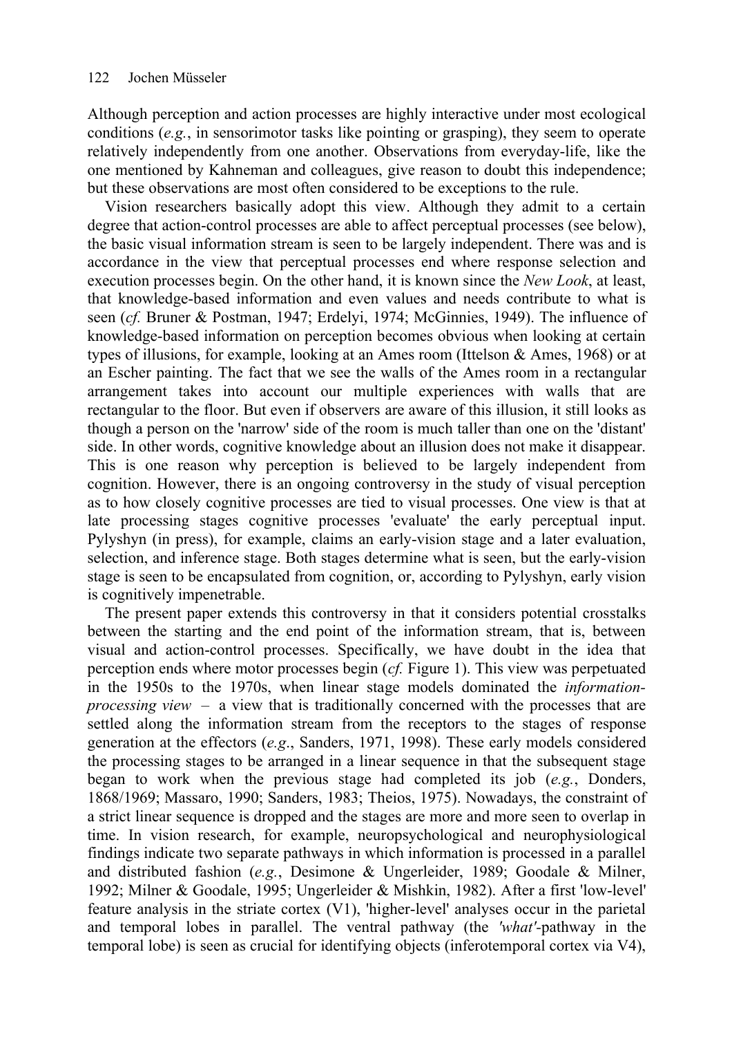Although perception and action processes are highly interactive under most ecological conditions (*e.g.*, in sensorimotor tasks like pointing or grasping), they seem to operate relatively independently from one another. Observations from everyday-life, like the one mentioned by Kahneman and colleagues, give reason to doubt this independence; but these observations are most often considered to be exceptions to the rule.

Vision researchers basically adopt this view. Although they admit to a certain degree that action-control processes are able to affect perceptual processes (see below), the basic visual information stream is seen to be largely independent. There was and is accordance in the view that perceptual processes end where response selection and execution processes begin. On the other hand, it is known since the *New Look*, at least, that knowledge-based information and even values and needs contribute to what is seen (*cf.* Bruner & Postman, 1947; Erdelyi, 1974; McGinnies, 1949). The influence of knowledge-based information on perception becomes obvious when looking at certain types of illusions, for example, looking at an Ames room (Ittelson & Ames, 1968) or at an Escher painting. The fact that we see the walls of the Ames room in a rectangular arrangement takes into account our multiple experiences with walls that are rectangular to the floor. But even if observers are aware of this illusion, it still looks as though a person on the 'narrow' side of the room is much taller than one on the 'distant' side. In other words, cognitive knowledge about an illusion does not make it disappear. This is one reason why perception is believed to be largely independent from cognition. However, there is an ongoing controversy in the study of visual perception as to how closely cognitive processes are tied to visual processes. One view is that at late processing stages cognitive processes 'evaluate' the early perceptual input. Pylyshyn (in press), for example, claims an early-vision stage and a later evaluation, selection, and inference stage. Both stages determine what is seen, but the early-vision stage is seen to be encapsulated from cognition, or, according to Pylyshyn, early vision is cognitively impenetrable.

The present paper extends this controversy in that it considers potential crosstalks between the starting and the end point of the information stream, that is, between visual and action-control processes. Specifically, we have doubt in the idea that perception ends where motor processes begin (*cf.* Figure 1). This view was perpetuated in the 1950s to the 1970s, when linear stage models dominated the *information-processing view* – a view that is traditionally concerned with the processes that are settled along the information stream from the receptors to the stages of response generation at the effectors (*e.g*., Sanders, 1971, 1998). These early models considered the processing stages to be arranged in a linear sequence in that the subsequent stage began to work when the previous stage had completed its job (*e.g.*, Donders, 1868/1969; Massaro, 1990; Sanders, 1983; Theios, 1975). Nowadays, the constraint of a strict linear sequence is dropped and the stages are more and more seen to overlap in time. In vision research, for example, neuropsychological and neurophysiological findings indicate two separate pathways in which information is processed in a parallel and distributed fashion (*e.g.*, Desimone & Ungerleider, 1989; Goodale & Milner, 1992; Milner & Goodale, 1995; Ungerleider & Mishkin, 1982). After a first 'low-level' feature analysis in the striate cortex (V1), 'higher-level' analyses occur in the parietal and temporal lobes in parallel. The ventral pathway (the *'what'*-pathway in the temporal lobe) is seen as crucial for identifying objects (inferotemporal cortex via V4),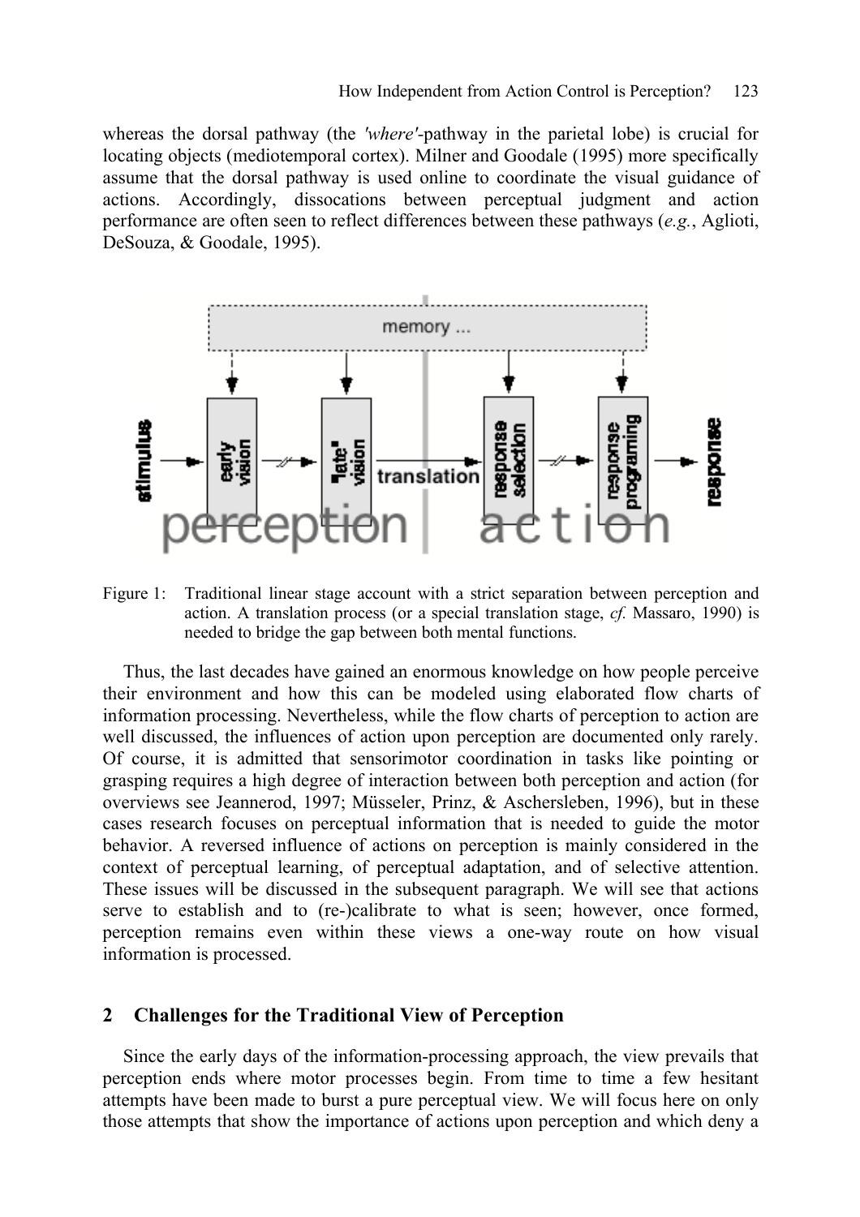whereas the dorsal pathway (the *'where'*-pathway in the parietal lobe) is crucial for locating objects (mediotemporal cortex). Milner and Goodale (1995) more specifically assume that the dorsal pathway is used online to coordinate the visual guidance of actions. Accordingly, dissocations between perceptual judgment and action performance are often seen to reflect differences between these pathways (*e.g.*, Aglioti, DeSouza, & Goodale, 1995).

Figure 1: Traditional linear stage account with a strict separation between perception and action. A translation process (or a special translation stage, *cf.* Massaro, 1990) is needed to bridge the gap between both mental functions.

Thus, the last decades have gained an enormous knowledge on how people perceive their environment and how this can be modeled using elaborated flow charts of information processing. Nevertheless, while the flow charts of perception to action are well discussed, the influences of action upon perception are documented only rarely. Of course, it is admitted that sensorimotor coordination in tasks like pointing or grasping requires a high degree of interaction between both perception and action (for overviews see Jeannerod, 1997; Müsseler, Prinz, & Aschersleben, 1996), but in these cases research focuses on perceptual information that is needed to guide the motor behavior. A reversed influence of actions on perception is mainly considered in the context of perceptual learning, of perceptual adaptation, and of selective attention. These issues will be discussed in the subsequent paragraph. We will see that actions serve to establish and to (re-)calibrate to what is seen; however, once formed, perception remains even within these views a one-way route on how visual information is processed.

## 2 Challenges for the Traditional View of Perception

Since the early days of the information-processing approach, the view prevails that perception ends where motor processes begin. From time to time a few hesitant attempts have been made to burst a pure perceptual view. We will focus here on only those attempts that show the importance of actions upon perception and which deny a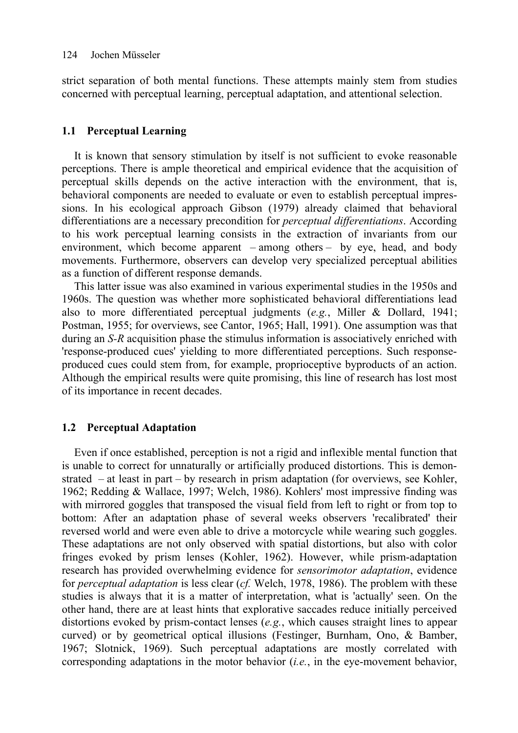strict separation of both mental functions. These attempts mainly stem from studies concerned with perceptual learning, perceptual adaptation, and attentional selection.

### 1.1 Perceptual Learning

It is known that sensory stimulation by itself is not sufficient to evoke reasonable perceptions. There is ample theoretical and empirical evidence that the acquisition of perceptual skills depends on the active interaction with the environment, that is, behavioral components are needed to evaluate or even to establish perceptual impressions. In his ecological approach Gibson (1979) already claimed that behavioral differentiations are a necessary precondition for *perceptual differentiations*. According to his work perceptual learning consists in the extraction of invariants from our environment, which become apparent – among others – by eye, head, and body movements. Furthermore, observers can develop very specialized perceptual abilities as a function of different response demands.

This latter issue was also examined in various experimental studies in the 1950s and 1960s. The question was whether more sophisticated behavioral differentiations lead also to more differentiated perceptual judgments (*e.g.*, Miller & Dollard, 1941; Postman, 1955; for overviews, see Cantor, 1965; Hall, 1991). One assumption was that during an *S-R* acquisition phase the stimulus information is associatively enriched with 'response-produced cues' yielding to more differentiated perceptions. Such response-produced cues could stem from, for example, proprioceptive byproducts of an action. Although the empirical results were quite promising, this line of research has lost most of its importance in recent decades.

### 1.2 Perceptual Adaptation

Even if once established, perception is not a rigid and inflexible mental function that is unable to correct for unnaturally or artificially produced distortions. This is demonstrated – at least in part – by research in prism adaptation (for overviews, see Kohler, 1962; Redding & Wallace, 1997; Welch, 1986). Kohlers' most impressive finding was with mirrored goggles that transposed the visual field from left to right or from top to bottom: After an adaptation phase of several weeks observers 'recalibrated' their reversed world and were even able to drive a motorcycle while wearing such goggles. These adaptations are not only observed with spatial distortions, but also with color fringes evoked by prism lenses (Kohler, 1962). However, while prism-adaptation research has provided overwhelming evidence for *sensorimotor adaptation*, evidence for *perceptual adaptation* is less clear (*cf.* Welch, 1978, 1986). The problem with these studies is always that it is a matter of interpretation, what is 'actually' seen. On the other hand, there are at least hints that explorative saccades reduce initially perceived distortions evoked by prism-contact lenses (*e.g.*, which causes straight lines to appear curved) or by geometrical optical illusions (Festinger, Burnham, Ono, & Bamber, 1967; Slotnick, 1969). Such perceptual adaptations are mostly correlated with corresponding adaptations in the motor behavior (*i.e.*, in the eye-movement behavior,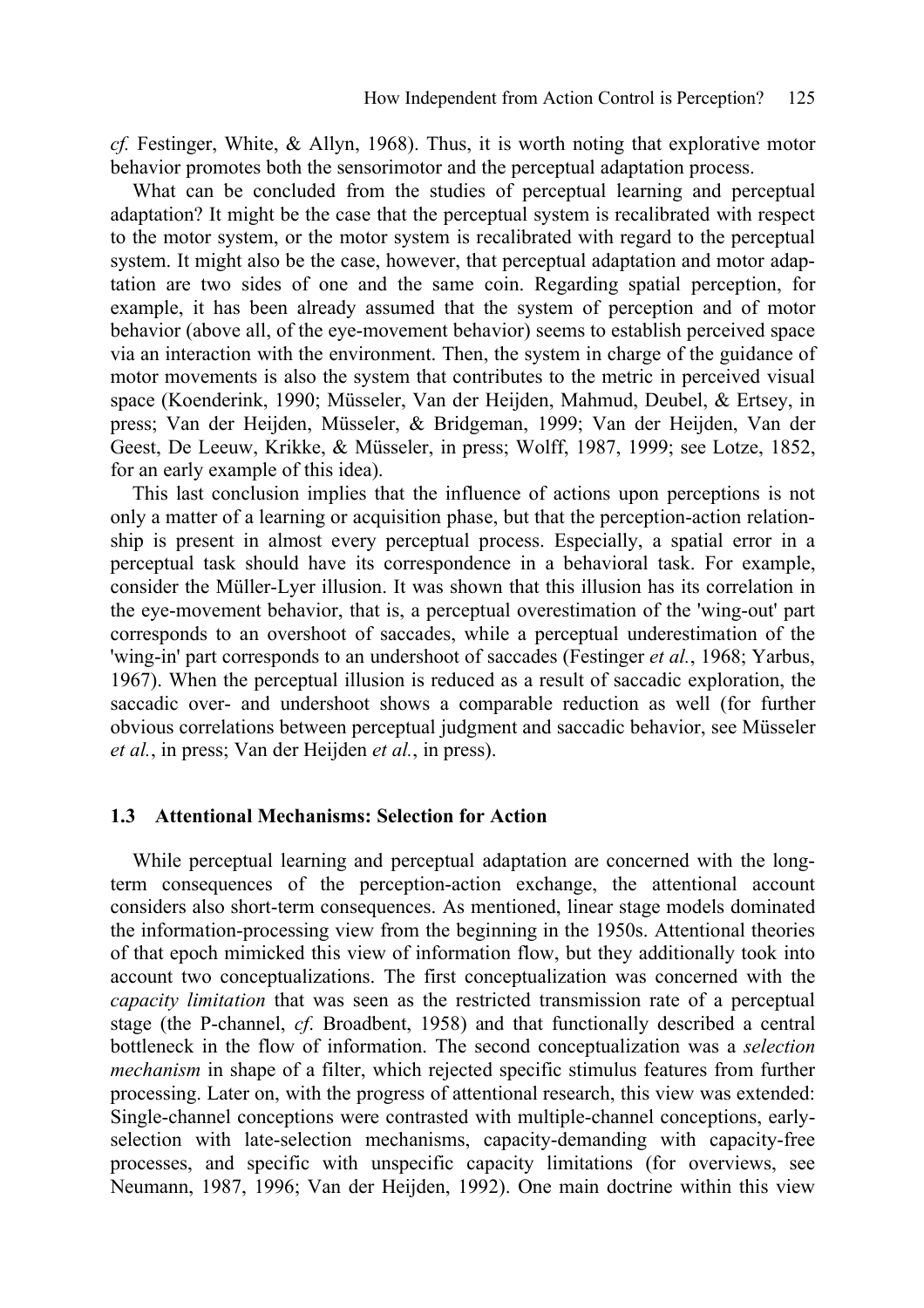*cf.* Festinger, White, & Allyn, 1968). Thus, it is worth noting that explorative motor behavior promotes both the sensorimotor and the perceptual adaptation process.

What can be concluded from the studies of perceptual learning and perceptual adaptation? It might be the case that the perceptual system is recalibrated with respect to the motor system, or the motor system is recalibrated with regard to the perceptual system. It might also be the case, however, that perceptual adaptation and motor adaptation are two sides of one and the same coin. Regarding spatial perception, for example, it has been already assumed that the system of perception and of motor behavior (above all, of the eye-movement behavior) seems to establish perceived space via an interaction with the environment. Then, the system in charge of the guidance of motor movements is also the system that contributes to the metric in perceived visual space (Koenderink, 1990; Müsseler, Van der Heijden, Mahmud, Deubel, & Ertsey, in press; Van der Heijden, Müsseler, & Bridgeman, 1999; Van der Heijden, Van der Geest, De Leeuw, Krikke, & Müsseler, in press; Wolff, 1987, 1999; see Lotze, 1852, for an early example of this idea).

This last conclusion implies that the influence of actions upon perceptions is not only a matter of a learning or acquisition phase, but that the perception-action relationship is present in almost every perceptual process. Especially, a spatial error in a perceptual task should have its correspondence in a behavioral task. For example, consider the Müller-Lyer illusion. It was shown that this illusion has its correlation in the eye-movement behavior, that is, a perceptual overestimation of the 'wing-out' part corresponds to an overshoot of saccades, while a perceptual underestimation of the 'wing-in' part corresponds to an undershoot of saccades (Festinger *et al.*, 1968; Yarbus, 1967). When the perceptual illusion is reduced as a result of saccadic exploration, the saccadic over- and undershoot shows a comparable reduction as well (for further obvious correlations between perceptual judgment and saccadic behavior, see Müsseler *et al.*, in press; Van der Heijden *et al.*, in press).

## 1.3 Attentional Mechanisms: Selection for Action

While perceptual learning and perceptual adaptation are concerned with the long-term consequences of the perception-action exchange, the attentional account considers also short-term consequences. As mentioned, linear stage models dominated the information-processing view from the beginning in the 1950s. Attentional theories of that epoch mimicked this view of information flow, but they additionally took into account two conceptualizations. The first conceptualization was concerned with the *capacity limitation* that was seen as the restricted transmission rate of a perceptual stage (the P-channel, *cf.* Broadbent, 1958) and that functionally described a central bottleneck in the flow of information. The second conceptualization was a *selection mechanism* in shape of a filter, which rejected specific stimulus features from further processing. Later on, with the progress of attentional research, this view was extended: Single-channel conceptions were contrasted with multiple-channel conceptions, early-selection with late-selection mechanisms, capacity-demanding with capacity-free processes, and specific with unspecific capacity limitations (for overviews, see Neumann, 1987, 1996; Van der Heijden, 1992). One main doctrine within this view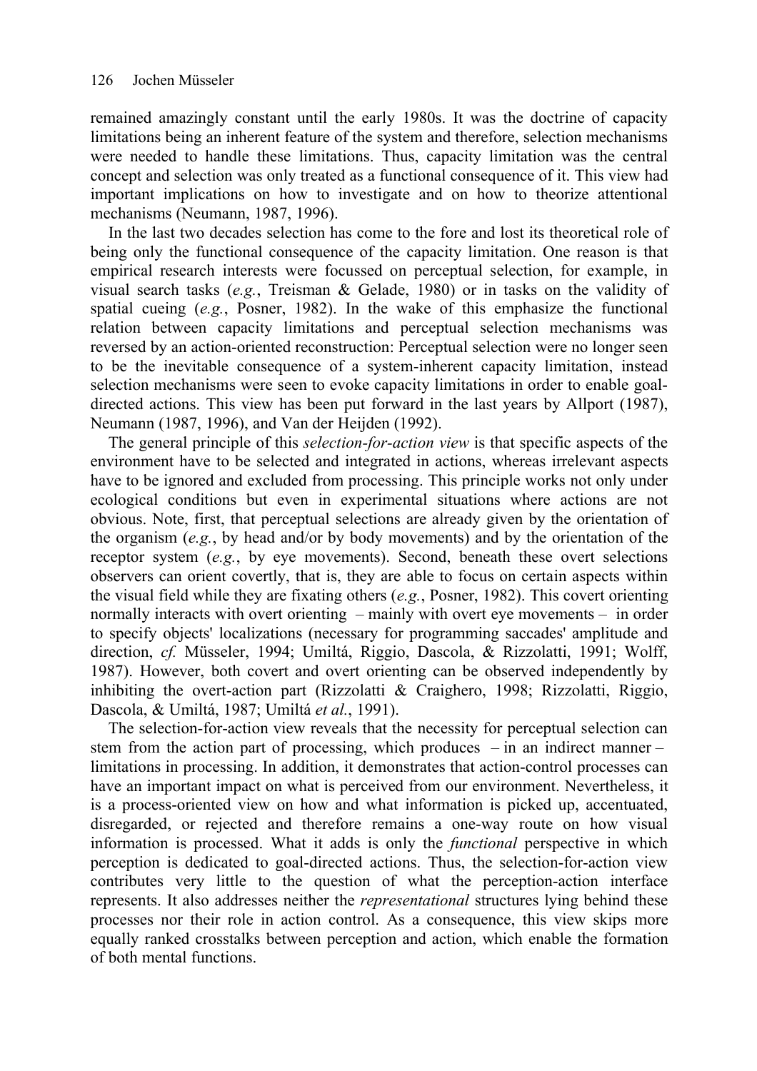remained amazingly constant until the early 1980s. It was the doctrine of capacity limitations being an inherent feature of the system and therefore, selection mechanisms were needed to handle these limitations. Thus, capacity limitation was the central concept and selection was only treated as a functional consequence of it. This view had important implications on how to investigate and on how to theorize attentional mechanisms (Neumann, 1987, 1996).

In the last two decades selection has come to the fore and lost its theoretical role of being only the functional consequence of the capacity limitation. One reason is that empirical research interests were focussed on perceptual selection, for example, in visual search tasks (*e.g.*, Treisman & Gelade, 1980) or in tasks on the validity of spatial cueing (*e.g.*, Posner, 1982). In the wake of this emphasize the functional relation between capacity limitations and perceptual selection mechanisms was reversed by an action-oriented reconstruction: Perceptual selection were no longer seen to be the inevitable consequence of a system-inherent capacity limitation, instead selection mechanisms were seen to evoke capacity limitations in order to enable goal-directed actions. This view has been put forward in the last years by Allport (1987), Neumann (1987, 1996), and Van der Heijden (1992).

The general principle of this *selection-for-action view* is that specific aspects of the environment have to be selected and integrated in actions, whereas irrelevant aspects have to be ignored and excluded from processing. This principle works not only under ecological conditions but even in experimental situations where actions are not obvious. Note, first, that perceptual selections are already given by the orientation of the organism (*e.g.*, by head and/or by body movements) and by the orientation of the receptor system (*e.g.*, by eye movements). Second, beneath these overt selections observers can orient covertly, that is, they are able to focus on certain aspects within the visual field while they are fixating others (*e.g.*, Posner, 1982). This covert orienting normally interacts with overt orienting – mainly with overt eye movements – in order to specify objects' localizations (necessary for programming saccades' amplitude and direction, *cf.* Müsseler, 1994; Umiltá, Riggio, Dascola, & Rizzolatti, 1991; Wolff, 1987). However, both covert and overt orienting can be observed independently by inhibiting the overt-action part (Rizzolatti & Craighero, 1998; Rizzolatti, Riggio, Dascola, & Umiltá, 1987; Umiltá *et al.*, 1991).

The selection-for-action view reveals that the necessity for perceptual selection can stem from the action part of processing, which produces – in an indirect manner – limitations in processing. In addition, it demonstrates that action-control processes can have an important impact on what is perceived from our environment. Nevertheless, it is a process-oriented view on how and what information is picked up, accentuated, disregarded, or rejected and therefore remains a one-way route on how visual information is processed. What it adds is only the *functional* perspective in which perception is dedicated to goal-directed actions. Thus, the selection-for-action view contributes very little to the question of what the perception-action interface represents. It also addresses neither the *representational* structures lying behind these processes nor their role in action control. As a consequence, this view skips more equally ranked crosstalks between perception and action, which enable the formation of both mental functions.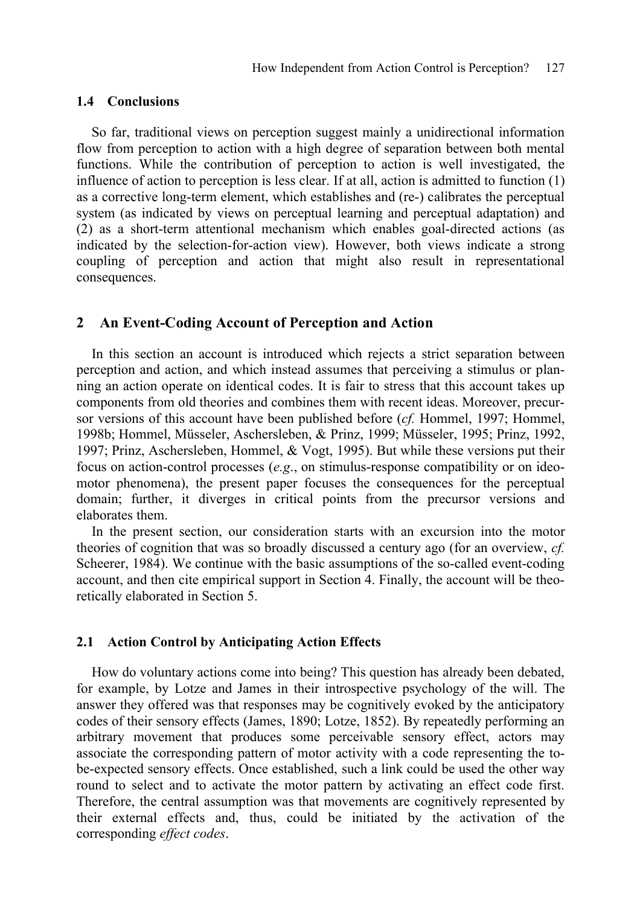### 1.4 Conclusions

So far, traditional views on perception suggest mainly a unidirectional information flow from perception to action with a high degree of separation between both mental functions. While the contribution of perception to action is well investigated, the influence of action to perception is less clear. If at all, action is admitted to function (1) as a corrective long-term element, which establishes and (re-) calibrates the perceptual system (as indicated by views on perceptual learning and perceptual adaptation) and (2) as a short-term attentional mechanism which enables goal-directed actions (as indicated by the selection-for-action view). However, both views indicate a strong coupling of perception and action that might also result in representational consequences.

## 2 An Event-Coding Account of Perception and Action

In this section an account is introduced which rejects a strict separation between perception and action, and which instead assumes that perceiving a stimulus or planning an action operate on identical codes. It is fair to stress that this account takes up components from old theories and combines them with recent ideas. Moreover, precursor versions of this account have been published before (*cf.* Hommel, 1997; Hommel, 1998b; Hommel, Müsseler, Aschersleben, & Prinz, 1999; Müsseler, 1995; Prinz, 1992, 1997; Prinz, Aschersleben, Hommel, & Vogt, 1995). But while these versions put their focus on action-control processes (*e.g*., on stimulus-response compatibility or on ideomotor phenomena), the present paper focuses the consequences for the perceptual domain; further, it diverges in critical points from the precursor versions and elaborates them.

In the present section, our consideration starts with an excursion into the motor theories of cognition that was so broadly discussed a century ago (for an overview, *cf.* Scheerer, 1984). We continue with the basic assumptions of the so-called event-coding account, and then cite empirical support in Section 4. Finally, the account will be theoretically elaborated in Section 5.

### 2.1 Action Control by Anticipating Action Effects

How do voluntary actions come into being? This question has already been debated, for example, by Lotze and James in their introspective psychology of the will. The answer they offered was that responses may be cognitively evoked by the anticipatory codes of their sensory effects (James, 1890; Lotze, 1852). By repeatedly performing an arbitrary movement that produces some perceivable sensory effect, actors may associate the corresponding pattern of motor activity with a code representing the to-be-expected sensory effects. Once established, such a link could be used the other way round to select and to activate the motor pattern by activating an effect code first. Therefore, the central assumption was that movements are cognitively represented by their external effects and, thus, could be initiated by the activation of the corresponding *effect codes*.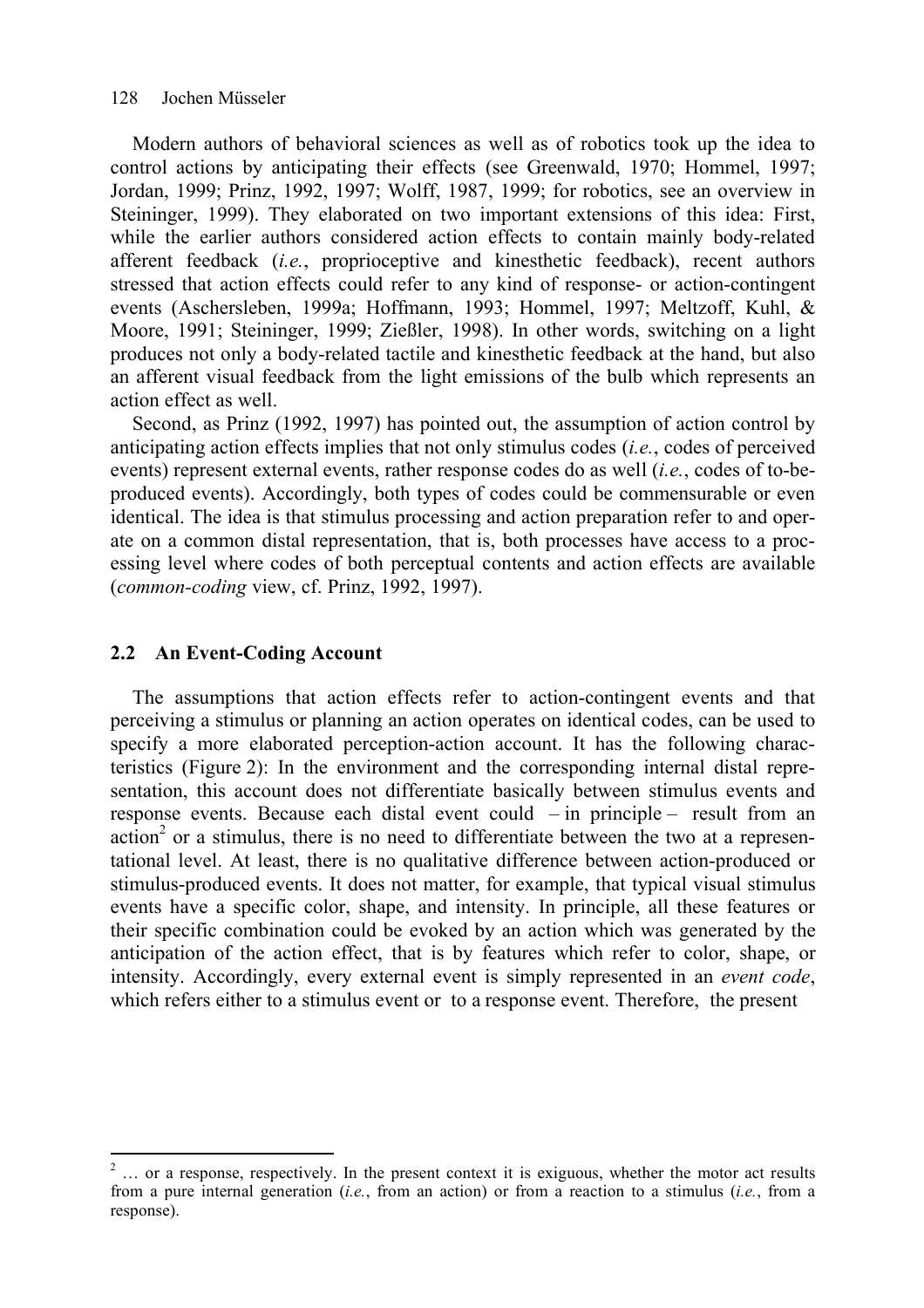Modern authors of behavioral sciences as well as of robotics took up the idea to control actions by anticipating their effects (see Greenwald, 1970; Hommel, 1997; Jordan, 1999; Prinz, 1992, 1997; Wolff, 1987, 1999; for robotics, see an overview in Steininger, 1999). They elaborated on two important extensions of this idea: First, while the earlier authors considered action effects to contain mainly body-related afferent feedback (*i.e.*, proprioceptive and kinesthetic feedback), recent authors stressed that action effects could refer to any kind of response- or action-contingent events (Aschersleben, 1999a; Hoffmann, 1993; Hommel, 1997; Meltzoff, Kuhl, & Moore, 1991; Steininger, 1999; Zießler, 1998). In other words, switching on a light produces not only a body-related tactile and kinesthetic feedback at the hand, but also an afferent visual feedback from the light emissions of the bulb which represents an action effect as well.

Second, as Prinz (1992, 1997) has pointed out, the assumption of action control by anticipating action effects implies that not only stimulus codes (*i.e.*, codes of perceived events) represent external events, rather response codes do as well (*i.e.*, codes of to-be-produced events). Accordingly, both types of codes could be commensurable or even identical. The idea is that stimulus processing and action preparation refer to and operate on a common distal representation, that is, both processes have access to a processing level where codes of both perceptual contents and action effects are available (*common-coding* view, cf. Prinz, 1992, 1997).

## 2.2 An Event-Coding Account

The assumptions that action effects refer to action-contingent events and that perceiving a stimulus or planning an action operates on identical codes, can be used to specify a more elaborated perception-action account. It has the following characteristics (Figure 2): In the environment and the corresponding internal distal representation, this account does not differentiate basically between stimulus events and response events. Because each distal event could – in principle – result from an action[2] or a stimulus, there is no need to differentiate between the two at a representational level. At least, there is no qualitative difference between action-produced or stimulus-produced events. It does not matter, for example, that typical visual stimulus events have a specific color, shape, and intensity. In principle, all these features or their specific combination could be evoked by an action which was generated by the anticipation of the action effect, that is by features which refer to color, shape, or intensity. Accordingly, every external event is simply represented in an *event code*, which refers either to a stimulus event or to a response event. Therefore, the present

[2] … or a response, respectively. In the present context it is exiguous, whether the motor act results from a pure internal generation (*i.e.*, from an action) or from a reaction to a stimulus (*i.e.*, from a response).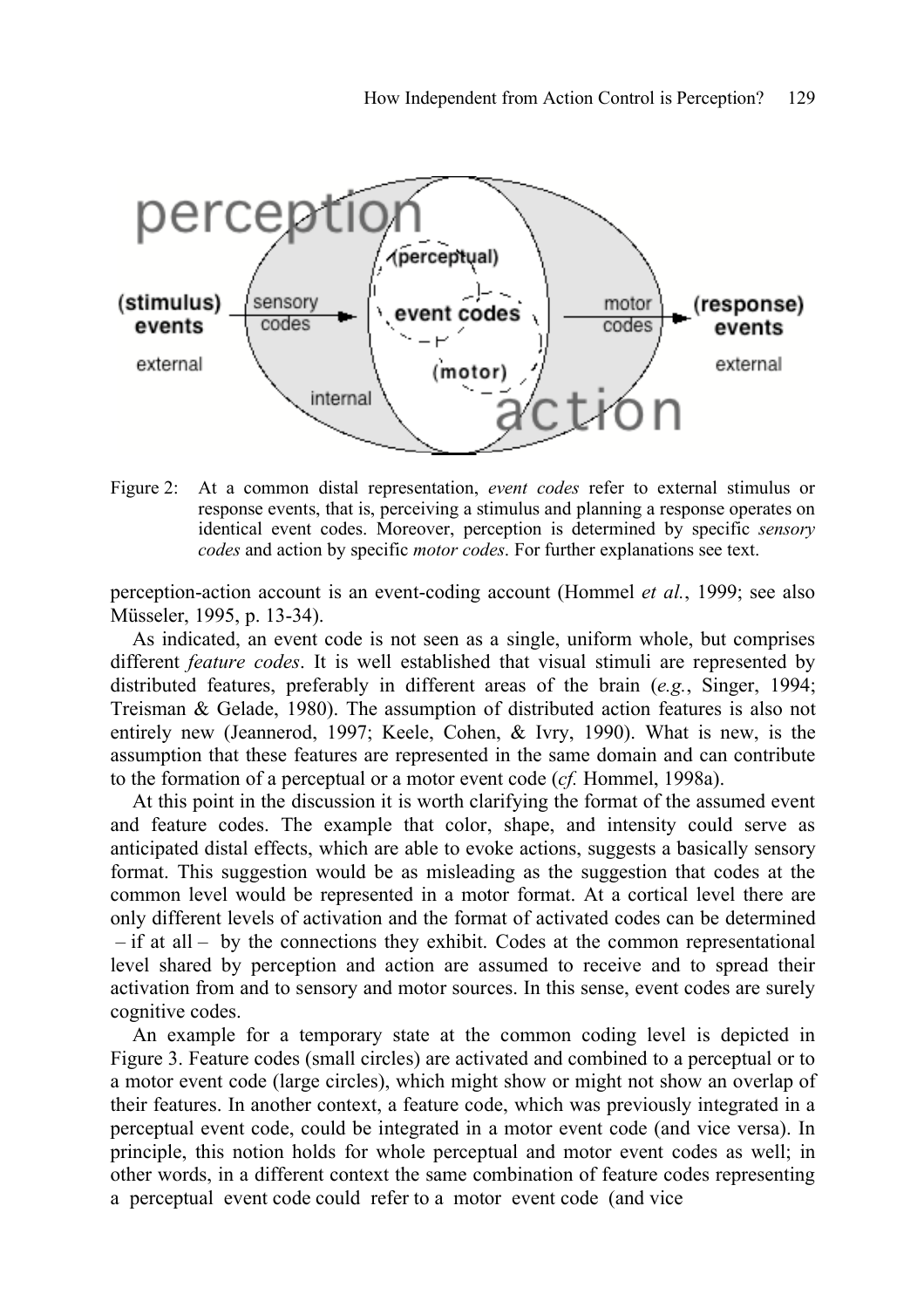perception
(stimulus) events
external
sensory codes
(perceptual)
event codes
(motor)
internal
motor codes
(response) events
external
action

Figure 2: At a common distal representation, *event codes* refer to external stimulus or response events, that is, perceiving a stimulus and planning a response operates on identical event codes. Moreover, perception is determined by specific *sensory codes* and action by specific *motor codes*. For further explanations see text.

perception-action account is an event-coding account (Hommel *et al.*, 1999; see also Müsseler, 1995, p. 13-34).

As indicated, an event code is not seen as a single, uniform whole, but comprises different *feature codes*. It is well established that visual stimuli are represented by distributed features, preferably in different areas of the brain (*e.g.*, Singer, 1994; Treisman & Gelade, 1980). The assumption of distributed action features is also not entirely new (Jeannerod, 1997; Keele, Cohen, & Ivry, 1990). What is new, is the assumption that these features are represented in the same domain and can contribute to the formation of a perceptual or a motor event code (*cf.* Hommel, 1998a).

At this point in the discussion it is worth clarifying the format of the assumed event and feature codes. The example that color, shape, and intensity could serve as anticipated distal effects, which are able to evoke actions, suggests a basically sensory format. This suggestion would be as misleading as the suggestion that codes at the common level would be represented in a motor format. At a cortical level there are only different levels of activation and the format of activated codes can be determined – if at all – by the connections they exhibit. Codes at the common representational level shared by perception and action are assumed to receive and to spread their activation from and to sensory and motor sources. In this sense, event codes are surely cognitive codes.

An example for a temporary state at the common coding level is depicted in Figure 3. Feature codes (small circles) are activated and combined to a perceptual or to a motor event code (large circles), which might show or might not show an overlap of their features. In another context, a feature code, which was previously integrated in a perceptual event code, could be integrated in a motor event code (and vice versa). In principle, this notion holds for whole perceptual and motor event codes as well; in other words, in a different context the same combination of feature codes representing a perceptual event code could refer to a motor event code (and vice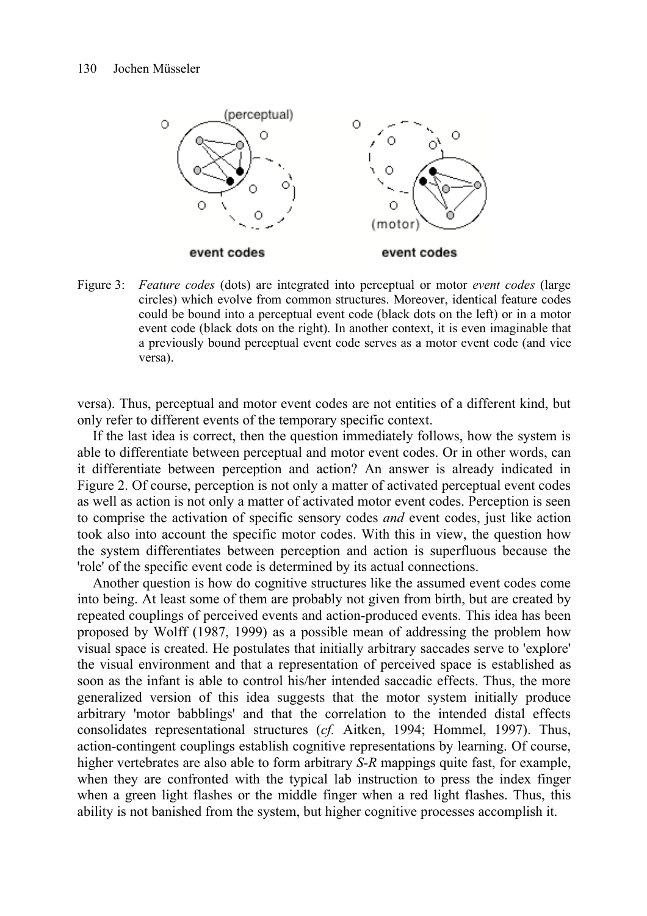Figure 3: *Feature codes* (dots) are integrated into perceptual or motor *event codes* (large circles) which evolve from common structures. Moreover, identical feature codes could be bound into a perceptual event code (black dots on the left) or in a motor event code (black dots on the right). In another context, it is even imaginable that a previously bound perceptual event code serves as a motor event code (and vice versa).

versa). Thus, perceptual and motor event codes are not entities of a different kind, but only refer to different events of the temporary specific context.

If the last idea is correct, then the question immediately follows, how the system is able to differentiate between perceptual and motor event codes. Or in other words, can it differentiate between perception and action? An answer is already indicated in Figure 2. Of course, perception is not only a matter of activated perceptual event codes as well as action is not only a matter of activated motor event codes. Perception is seen to comprise the activation of specific sensory codes *and* event codes, just like action took also into account the specific motor codes. With this in view, the question how the system differentiates between perception and action is superfluous because the 'role' of the specific event code is determined by its actual connections.

Another question is how do cognitive structures like the assumed event codes come into being. At least some of them are probably not given from birth, but are created by repeated couplings of perceived events and action-produced events. This idea has been proposed by Wolff (1987, 1999) as a possible mean of addressing the problem how visual space is created. He postulates that initially arbitrary saccades serve to 'explore' the visual environment and that a representation of perceived space is established as soon as the infant is able to control his/her intended saccadic effects. Thus, the more generalized version of this idea suggests that the motor system initially produce arbitrary 'motor babblings' and that the correlation to the intended distal effects consolidates representational structures (*cf.* Aitken, 1994; Hommel, 1997). Thus, action-contingent couplings establish cognitive representations by learning. Of course, higher vertebrates are also able to form arbitrary *S-R* mappings quite fast, for example, when they are confronted with the typical lab instruction to press the index finger when a green light flashes or the middle finger when a red light flashes. Thus, this ability is not banished from the system, but higher cognitive processes accomplish it.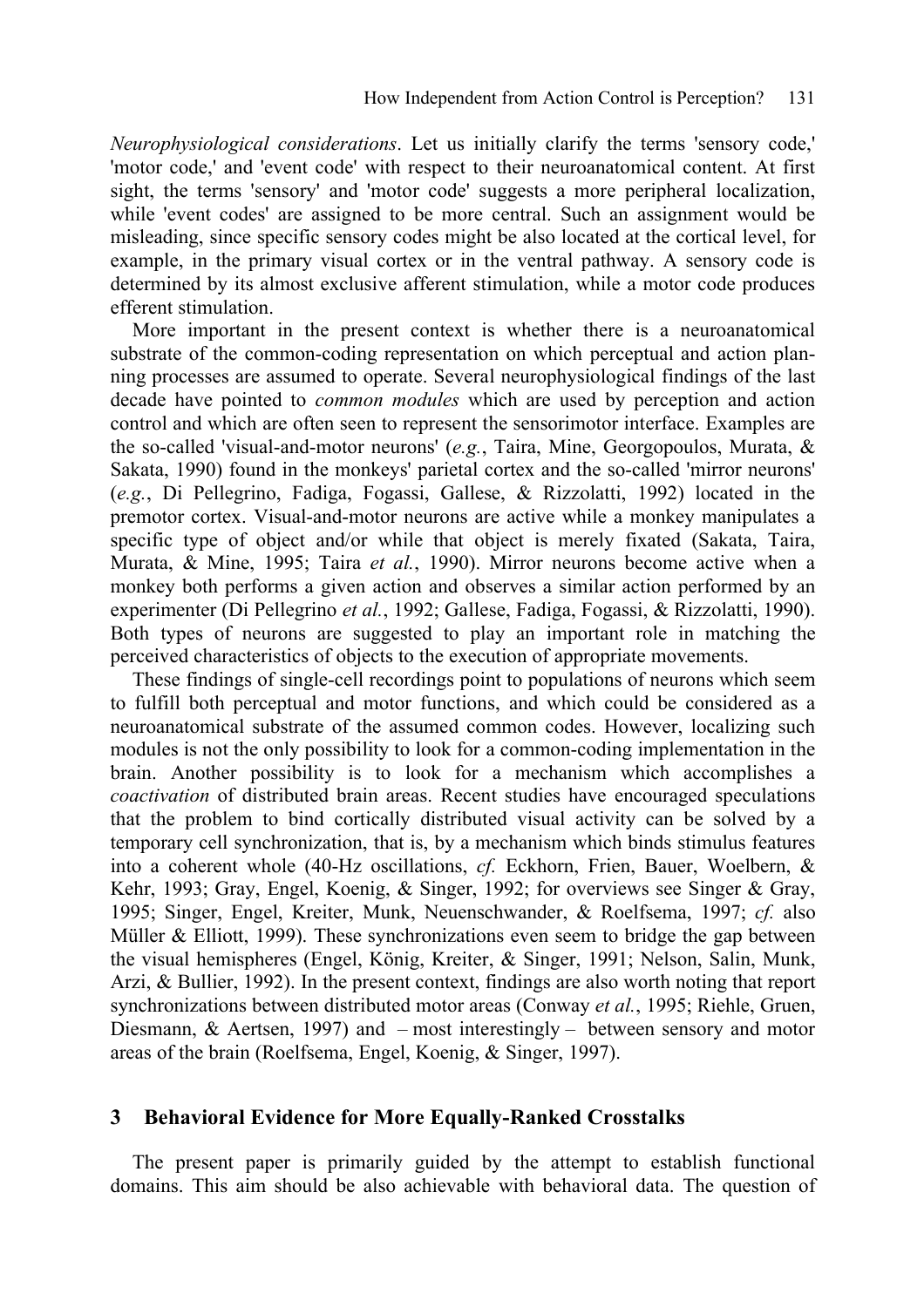*Neurophysiological considerations*. Let us initially clarify the terms 'sensory code,' 'motor code,' and 'event code' with respect to their neuroanatomical content. At first sight, the terms 'sensory' and 'motor code' suggests a more peripheral localization, while 'event codes' are assigned to be more central. Such an assignment would be misleading, since specific sensory codes might be also located at the cortical level, for example, in the primary visual cortex or in the ventral pathway. A sensory code is determined by its almost exclusive afferent stimulation, while a motor code produces efferent stimulation.

More important in the present context is whether there is a neuroanatomical substrate of the common-coding representation on which perceptual and action planning processes are assumed to operate. Several neurophysiological findings of the last decade have pointed to *common modules* which are used by perception and action control and which are often seen to represent the sensorimotor interface. Examples are the so-called 'visual-and-motor neurons' (*e.g.*, Taira, Mine, Georgopoulos, Murata, & Sakata, 1990) found in the monkeys' parietal cortex and the so-called 'mirror neurons' (*e.g.*, Di Pellegrino, Fadiga, Fogassi, Gallese, & Rizzolatti, 1992) located in the premotor cortex. Visual-and-motor neurons are active while a monkey manipulates a specific type of object and/or while that object is merely fixated (Sakata, Taira, Murata, & Mine, 1995; Taira *et al.*, 1990). Mirror neurons become active when a monkey both performs a given action and observes a similar action performed by an experimenter (Di Pellegrino *et al.*, 1992; Gallese, Fadiga, Fogassi, & Rizzolatti, 1990). Both types of neurons are suggested to play an important role in matching the perceived characteristics of objects to the execution of appropriate movements.

These findings of single-cell recordings point to populations of neurons which seem to fulfill both perceptual and motor functions, and which could be considered as a neuroanatomical substrate of the assumed common codes. However, localizing such modules is not the only possibility to look for a common-coding implementation in the brain. Another possibility is to look for a mechanism which accomplishes a *coactivation* of distributed brain areas. Recent studies have encouraged speculations that the problem to bind cortically distributed visual activity can be solved by a temporary cell synchronization, that is, by a mechanism which binds stimulus features into a coherent whole (40-Hz oscillations, *cf.* Eckhorn, Frien, Bauer, Woelbern, & Kehr, 1993; Gray, Engel, Koenig, & Singer, 1992; for overviews see Singer & Gray, 1995; Singer, Engel, Kreiter, Munk, Neuenschwander, & Roelfsema, 1997; *cf.* also Müller & Elliott, 1999). These synchronizations even seem to bridge the gap between the visual hemispheres (Engel, König, Kreiter, & Singer, 1991; Nelson, Salin, Munk, Arzi, & Bullier, 1992). In the present context, findings are also worth noting that report synchronizations between distributed motor areas (Conway *et al.*, 1995; Riehle, Gruen, Diesmann, & Aertsen, 1997) and – most interestingly – between sensory and motor areas of the brain (Roelfsema, Engel, Koenig, & Singer, 1997).

## 3 Behavioral Evidence for More Equally-Ranked Crosstalks

The present paper is primarily guided by the attempt to establish functional domains. This aim should be also achievable with behavioral data. The question of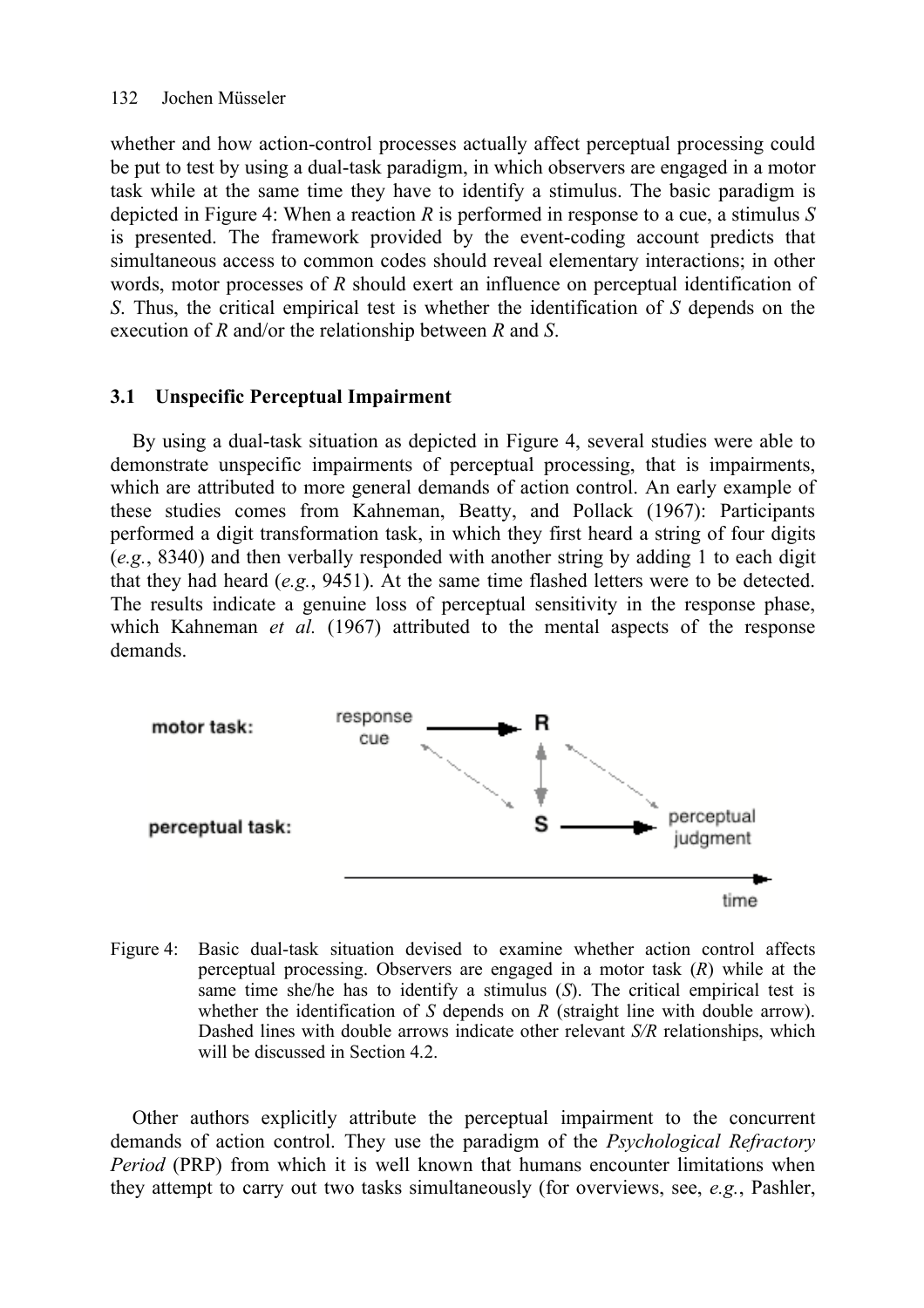whether and how action-control processes actually affect perceptual processing could be put to test by using a dual-task paradigm, in which observers are engaged in a motor task while at the same time they have to identify a stimulus. The basic paradigm is depicted in Figure 4: When a reaction *R* is performed in response to a cue, a stimulus *S* is presented. The framework provided by the event-coding account predicts that simultaneous access to common codes should reveal elementary interactions; in other words, motor processes of *R* should exert an influence on perceptual identification of *S*. Thus, the critical empirical test is whether the identification of *S* depends on the execution of *R* and/or the relationship between *R* and *S*.

### 3.1 Unspecific Perceptual Impairment

By using a dual-task situation as depicted in Figure 4, several studies were able to demonstrate unspecific impairments of perceptual processing, that is impairments, which are attributed to more general demands of action control. An early example of these studies comes from Kahneman, Beatty, and Pollack (1967): Participants performed a digit transformation task, in which they first heard a string of four digits (*e.g.*, 8340) and then verbally responded with another string by adding 1 to each digit that they had heard (*e.g.*, 9451). At the same time flashed letters were to be detected. The results indicate a genuine loss of perceptual sensitivity in the response phase, which Kahneman *et al.* (1967) attributed to the mental aspects of the response demands.

Figure 4: Basic dual-task situation devised to examine whether action control affects perceptual processing. Observers are engaged in a motor task (*R*) while at the same time she/he has to identify a stimulus (*S*). The critical empirical test is whether the identification of *S* depends on *R* (straight line with double arrow). Dashed lines with double arrows indicate other relevant *S/R* relationships, which will be discussed in Section 4.2.

Other authors explicitly attribute the perceptual impairment to the concurrent demands of action control. They use the paradigm of the *Psychological Refractory Period* (PRP) from which it is well known that humans encounter limitations when they attempt to carry out two tasks simultaneously (for overviews, see, *e.g.*, Pashler,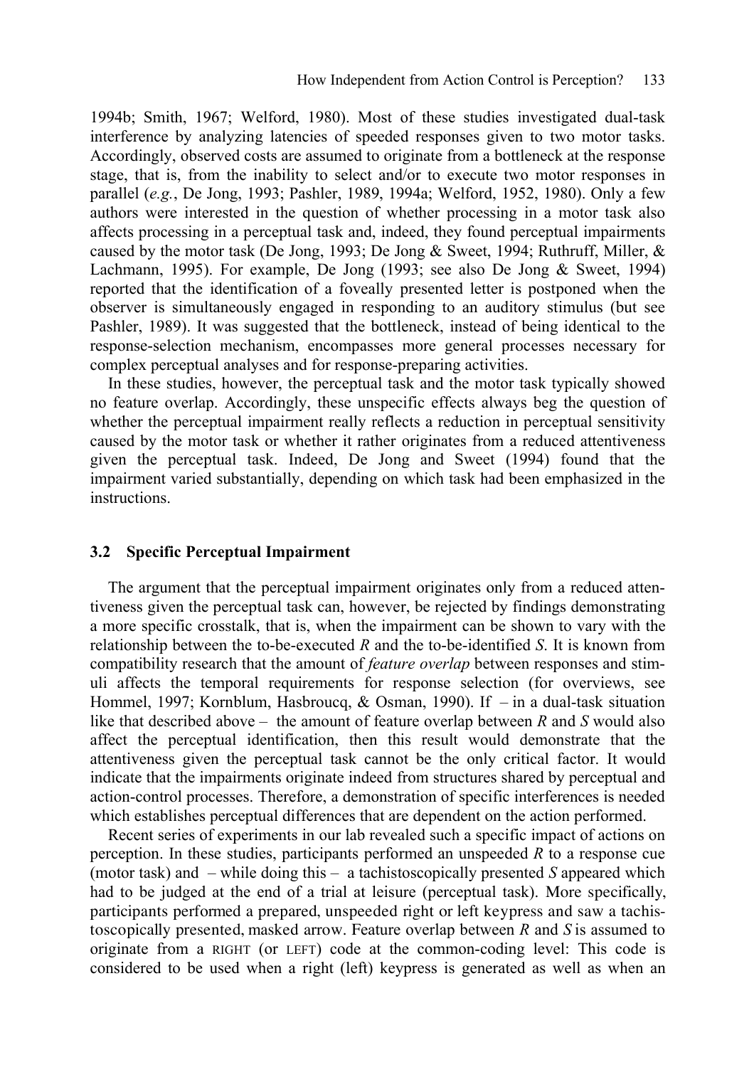1994b; Smith, 1967; Welford, 1980). Most of these studies investigated dual-task interference by analyzing latencies of speeded responses given to two motor tasks. Accordingly, observed costs are assumed to originate from a bottleneck at the response stage, that is, from the inability to select and/or to execute two motor responses in parallel (*e.g.*, De Jong, 1993; Pashler, 1989, 1994a; Welford, 1952, 1980). Only a few authors were interested in the question of whether processing in a motor task also affects processing in a perceptual task and, indeed, they found perceptual impairments caused by the motor task (De Jong, 1993; De Jong & Sweet, 1994; Ruthruff, Miller, & Lachmann, 1995). For example, De Jong (1993; see also De Jong & Sweet, 1994) reported that the identification of a foveally presented letter is postponed when the observer is simultaneously engaged in responding to an auditory stimulus (but see Pashler, 1989). It was suggested that the bottleneck, instead of being identical to the response-selection mechanism, encompasses more general processes necessary for complex perceptual analyses and for response-preparing activities.

In these studies, however, the perceptual task and the motor task typically showed no feature overlap. Accordingly, these unspecific effects always beg the question of whether the perceptual impairment really reflects a reduction in perceptual sensitivity caused by the motor task or whether it rather originates from a reduced attentiveness given the perceptual task. Indeed, De Jong and Sweet (1994) found that the impairment varied substantially, depending on which task had been emphasized in the instructions.

### 3.2 Specific Perceptual Impairment

The argument that the perceptual impairment originates only from a reduced attentiveness given the perceptual task can, however, be rejected by findings demonstrating a more specific crosstalk, that is, when the impairment can be shown to vary with the relationship between the to-be-executed *R* and the to-be-identified *S*. It is known from compatibility research that the amount of *feature overlap* between responses and stimuli affects the temporal requirements for response selection (for overviews, see Hommel, 1997; Kornblum, Hasbroucq, & Osman, 1990). If – in a dual-task situation like that described above – the amount of feature overlap between *R* and *S* would also affect the perceptual identification, then this result would demonstrate that the attentiveness given the perceptual task cannot be the only critical factor. It would indicate that the impairments originate indeed from structures shared by perceptual and action-control processes. Therefore, a demonstration of specific interferences is needed which establishes perceptual differences that are dependent on the action performed.

Recent series of experiments in our lab revealed such a specific impact of actions on perception. In these studies, participants performed an unspeeded *R* to a response cue (motor task) and – while doing this – a tachistoscopically presented *S* appeared which had to be judged at the end of a trial at leisure (perceptual task). More specifically, participants performed a prepared, unspeeded right or left keypress and saw a tachistoscopically presented, masked arrow. Feature overlap between *R* and *S* is assumed to originate from a RIGHT (or LEFT) code at the common-coding level: This code is considered to be used when a right (left) keypress is generated as well as when an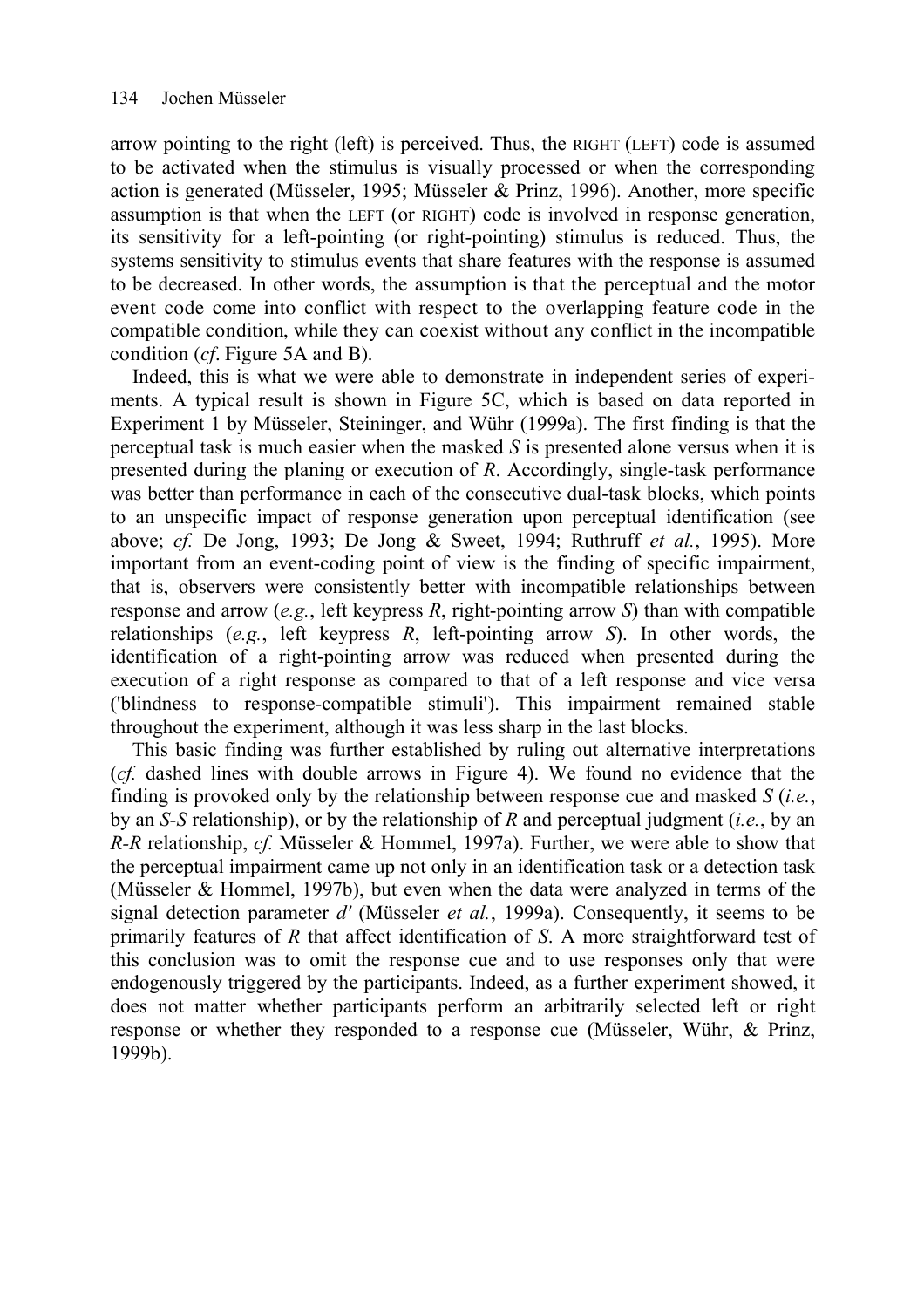arrow pointing to the right (left) is perceived. Thus, the RIGHT (LEFT) code is assumed to be activated when the stimulus is visually processed or when the corresponding action is generated (Müsseler, 1995; Müsseler & Prinz, 1996). Another, more specific assumption is that when the LEFT (or RIGHT) code is involved in response generation, its sensitivity for a left-pointing (or right-pointing) stimulus is reduced. Thus, the systems sensitivity to stimulus events that share features with the response is assumed to be decreased. In other words, the assumption is that the perceptual and the motor event code come into conflict with respect to the overlapping feature code in the compatible condition, while they can coexist without any conflict in the incompatible condition (*cf*. Figure 5A and B).

Indeed, this is what we were able to demonstrate in independent series of experiments. A typical result is shown in Figure 5C, which is based on data reported in Experiment 1 by Müsseler, Steininger, and Wühr (1999a). The first finding is that the perceptual task is much easier when the masked *S* is presented alone versus when it is presented during the planing or execution of *R*. Accordingly, single-task performance was better than performance in each of the consecutive dual-task blocks, which points to an unspecific impact of response generation upon perceptual identification (see above; *cf.* De Jong, 1993; De Jong & Sweet, 1994; Ruthruff *et al.*, 1995). More important from an event-coding point of view is the finding of specific impairment, that is, observers were consistently better with incompatible relationships between response and arrow (*e.g.*, left keypress *R*, right-pointing arrow *S*) than with compatible relationships (*e.g.*, left keypress *R*, left-pointing arrow *S*). In other words, the identification of a right-pointing arrow was reduced when presented during the execution of a right response as compared to that of a left response and vice versa ('blindness to response-compatible stimuli'). This impairment remained stable throughout the experiment, although it was less sharp in the last blocks.

This basic finding was further established by ruling out alternative interpretations (*cf.* dashed lines with double arrows in Figure 4). We found no evidence that the finding is provoked only by the relationship between response cue and masked *S* (*i.e.*, by an *S-S* relationship), or by the relationship of *R* and perceptual judgment (*i.e.*, by an *R-R* relationship, *cf.* Müsseler & Hommel, 1997a). Further, we were able to show that the perceptual impairment came up not only in an identification task or a detection task (Müsseler & Hommel, 1997b), but even when the data were analyzed in terms of the signal detection parameter *d'* (Müsseler *et al.*, 1999a). Consequently, it seems to be primarily features of *R* that affect identification of *S*. A more straightforward test of this conclusion was to omit the response cue and to use responses only that were endogenously triggered by the participants. Indeed, as a further experiment showed, it does not matter whether participants perform an arbitrarily selected left or right response or whether they responded to a response cue (Müsseler, Wühr, & Prinz, 1999b).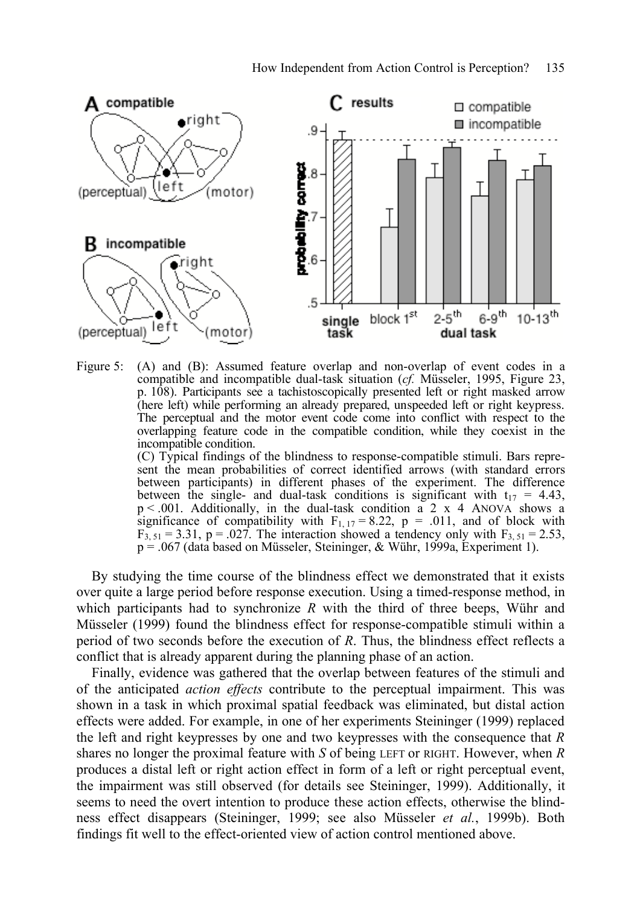Figure 5: (A) and (B): Assumed feature overlap and non-overlap of event codes in a compatible and incompatible dual-task situation (*cf.* Müsseler, 1995, Figure 23, p. 108). Participants see a tachistoscopically presented left or right masked arrow (here left) while performing an already prepared, unspeeded left or right keypress. The perceptual and the motor event code come into conflict with respect to the overlapping feature code in the compatible condition, while they coexist in the incompatible condition.
(C) Typical findings of the blindness to response-compatible stimuli. Bars represent the mean probabilities of correct identified arrows (with standard errors between participants) in different phases of the experiment. The difference between the single- and dual-task conditions is significant with $t_{17} = 4.43$, $p < .001$. Additionally, in the dual-task condition a 2 x 4 ANOVA shows a significance of compatibility with $F_{1, 17} = 8.22$, $p = .011$, and of block with $F_{3, 51} = 3.31$, $p = .027$. The interaction showed a tendency only with $F_{3, 51} = 2.53$, $p = .067$ (data based on Müsseler, Steininger, & Wühr, 1999a, Experiment 1).

By studying the time course of the blindness effect we demonstrated that it exists over quite a large period before response execution. Using a timed-response method, in which participants had to synchronize *R* with the third of three beeps, Wühr and Müsseler (1999) found the blindness effect for response-compatible stimuli within a period of two seconds before the execution of *R*. Thus, the blindness effect reflects a conflict that is already apparent during the planning phase of an action.

Finally, evidence was gathered that the overlap between features of the stimuli and of the anticipated *action effects* contribute to the perceptual impairment. This was shown in a task in which proximal spatial feedback was eliminated, but distal action effects were added. For example, in one of her experiments Steininger (1999) replaced the left and right keypresses by one and two keypresses with the consequence that *R* shares no longer the proximal feature with *S* of being LEFT or RIGHT. However, when *R* produces a distal left or right action effect in form of a left or right perceptual event, the impairment was still observed (for details see Steininger, 1999). Additionally, it seems to need the overt intention to produce these action effects, otherwise the blindness effect disappears (Steininger, 1999; see also Müsseler *et al.*, 1999b). Both findings fit well to the effect-oriented view of action control mentioned above.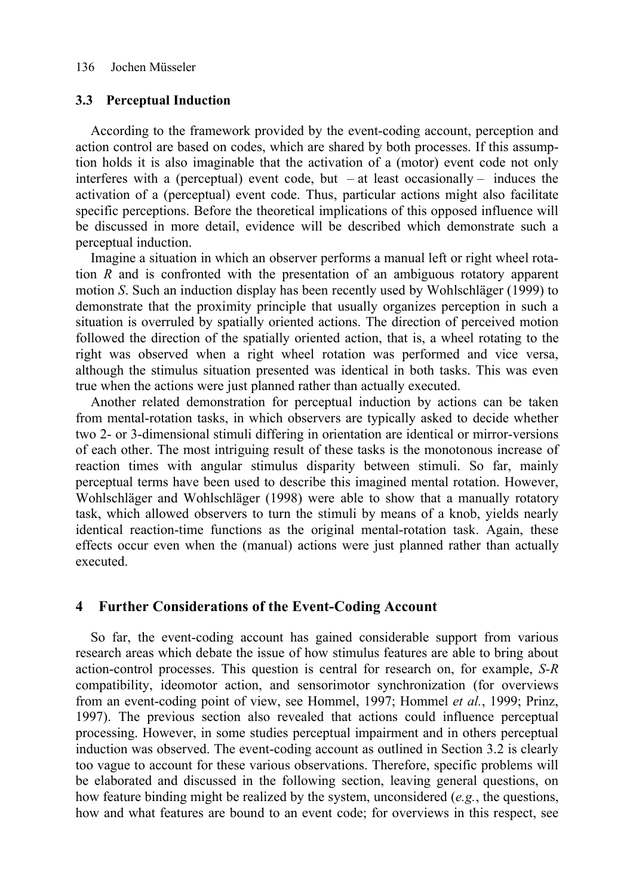### 3.3 Perceptual Induction

According to the framework provided by the event-coding account, perception and action control are based on codes, which are shared by both processes. If this assumption holds it is also imaginable that the activation of a (motor) event code not only interferes with a (perceptual) event code, but – at least occasionally – induces the activation of a (perceptual) event code. Thus, particular actions might also facilitate specific perceptions. Before the theoretical implications of this opposed influence will be discussed in more detail, evidence will be described which demonstrate such a perceptual induction.

Imagine a situation in which an observer performs a manual left or right wheel rotation *R* and is confronted with the presentation of an ambiguous rotatory apparent motion *S*. Such an induction display has been recently used by Wohlschläger (1999) to demonstrate that the proximity principle that usually organizes perception in such a situation is overruled by spatially oriented actions. The direction of perceived motion followed the direction of the spatially oriented action, that is, a wheel rotating to the right was observed when a right wheel rotation was performed and vice versa, although the stimulus situation presented was identical in both tasks. This was even true when the actions were just planned rather than actually executed.

Another related demonstration for perceptual induction by actions can be taken from mental-rotation tasks, in which observers are typically asked to decide whether two 2- or 3-dimensional stimuli differing in orientation are identical or mirror-versions of each other. The most intriguing result of these tasks is the monotonous increase of reaction times with angular stimulus disparity between stimuli. So far, mainly perceptual terms have been used to describe this imagined mental rotation. However, Wohlschläger and Wohlschläger (1998) were able to show that a manually rotatory task, which allowed observers to turn the stimuli by means of a knob, yields nearly identical reaction-time functions as the original mental-rotation task. Again, these effects occur even when the (manual) actions were just planned rather than actually executed.

## 4 Further Considerations of the Event-Coding Account

So far, the event-coding account has gained considerable support from various research areas which debate the issue of how stimulus features are able to bring about action-control processes. This question is central for research on, for example, *S-R* compatibility, ideomotor action, and sensorimotor synchronization (for overviews from an event-coding point of view, see Hommel, 1997; Hommel *et al.*, 1999; Prinz, 1997). The previous section also revealed that actions could influence perceptual processing. However, in some studies perceptual impairment and in others perceptual induction was observed. The event-coding account as outlined in Section 3.2 is clearly too vague to account for these various observations. Therefore, specific problems will be elaborated and discussed in the following section, leaving general questions, on how feature binding might be realized by the system, unconsidered (*e.g.*, the questions, how and what features are bound to an event code; for overviews in this respect, see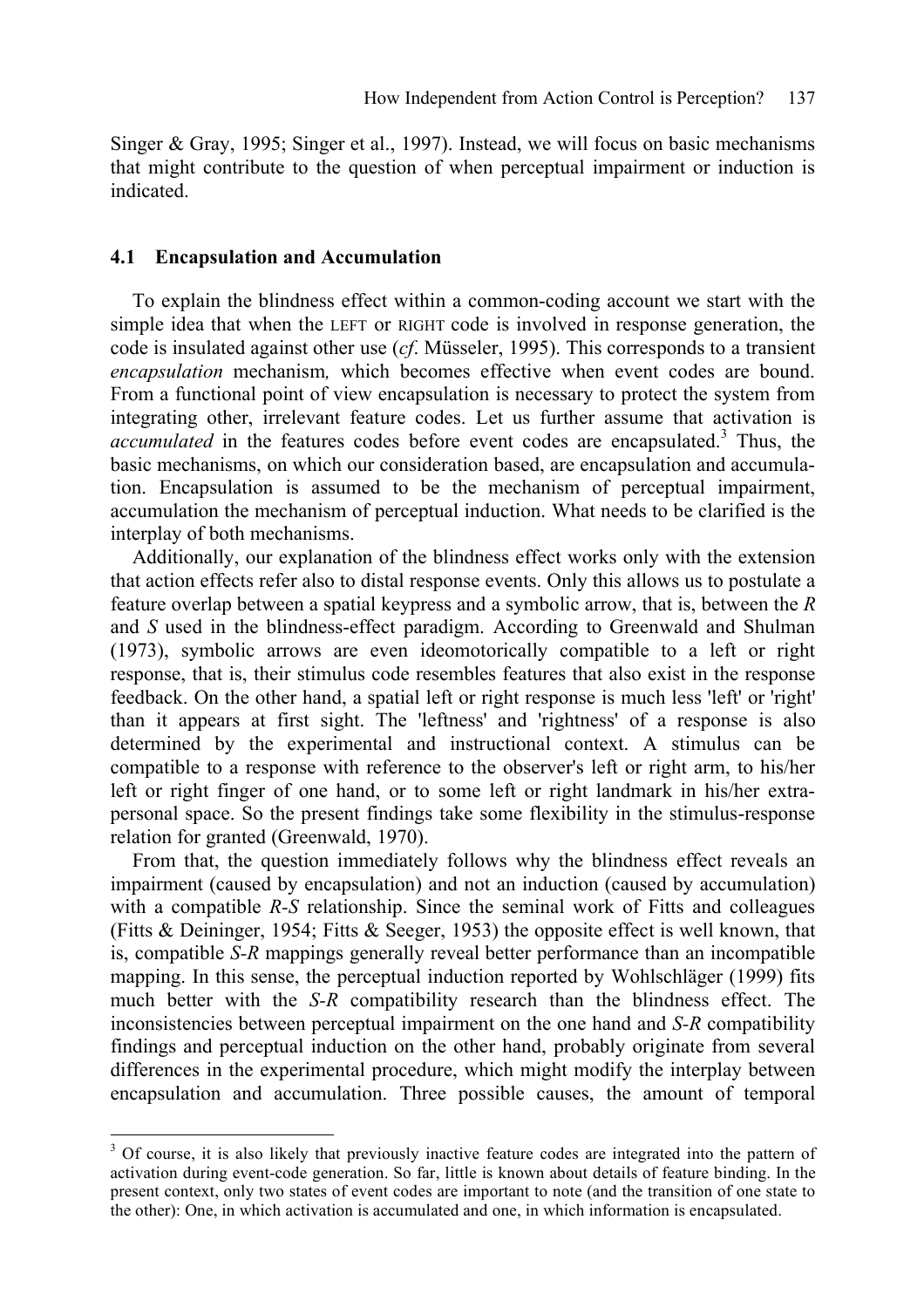Singer & Gray, 1995; Singer et al., 1997). Instead, we will focus on basic mechanisms that might contribute to the question of when perceptual impairment or induction is indicated.

### 4.1 Encapsulation and Accumulation

To explain the blindness effect within a common-coding account we start with the simple idea that when the LEFT or RIGHT code is involved in response generation, the code is insulated against other use (*cf*. Müsseler, 1995). This corresponds to a transient *encapsulation* mechanism, which becomes effective when event codes are bound. From a functional point of view encapsulation is necessary to protect the system from integrating other, irrelevant feature codes. Let us further assume that activation is *accumulated* in the features codes before event codes are encapsulated.[3] Thus, the basic mechanisms, on which our consideration based, are encapsulation and accumulation. Encapsulation is assumed to be the mechanism of perceptual impairment, accumulation the mechanism of perceptual induction. What needs to be clarified is the interplay of both mechanisms.

Additionally, our explanation of the blindness effect works only with the extension that action effects refer also to distal response events. Only this allows us to postulate a feature overlap between a spatial keypress and a symbolic arrow, that is, between the *R* and *S* used in the blindness-effect paradigm. According to Greenwald and Shulman (1973), symbolic arrows are even ideomotorically compatible to a left or right response, that is, their stimulus code resembles features that also exist in the response feedback. On the other hand, a spatial left or right response is much less 'left' or 'right' than it appears at first sight. The 'leftness' and 'rightness' of a response is also determined by the experimental and instructional context. A stimulus can be compatible to a response with reference to the observer's left or right arm, to his/her left or right finger of one hand, or to some left or right landmark in his/her extra-personal space. So the present findings take some flexibility in the stimulus-response relation for granted (Greenwald, 1970).

From that, the question immediately follows why the blindness effect reveals an impairment (caused by encapsulation) and not an induction (caused by accumulation) with a compatible *R-S* relationship. Since the seminal work of Fitts and colleagues (Fitts & Deininger, 1954; Fitts & Seeger, 1953) the opposite effect is well known, that is, compatible *S-R* mappings generally reveal better performance than an incompatible mapping. In this sense, the perceptual induction reported by Wohlschläger (1999) fits much better with the *S-R* compatibility research than the blindness effect. The inconsistencies between perceptual impairment on the one hand and *S-R* compatibility findings and perceptual induction on the other hand, probably originate from several differences in the experimental procedure, which might modify the interplay between encapsulation and accumulation. Three possible causes, the amount of temporal

[3] Of course, it is also likely that previously inactive feature codes are integrated into the pattern of activation during event-code generation. So far, little is known about details of feature binding. In the present context, only two states of event codes are important to note (and the transition of one state to the other): One, in which activation is accumulated and one, in which information is encapsulated.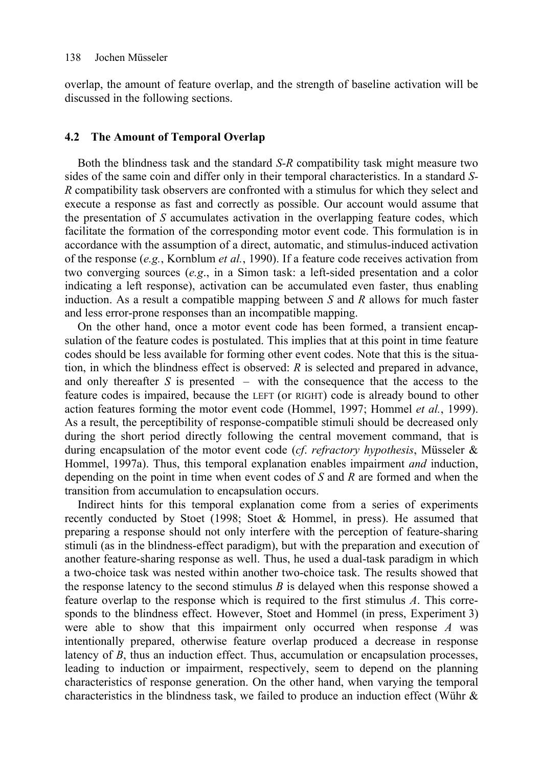overlap, the amount of feature overlap, and the strength of baseline activation will be discussed in the following sections.

### 4.2 The Amount of Temporal Overlap

Both the blindness task and the standard *S-R* compatibility task might measure two sides of the same coin and differ only in their temporal characteristics. In a standard *S-R* compatibility task observers are confronted with a stimulus for which they select and execute a response as fast and correctly as possible. Our account would assume that the presentation of *S* accumulates activation in the overlapping feature codes, which facilitate the formation of the corresponding motor event code. This formulation is in accordance with the assumption of a direct, automatic, and stimulus-induced activation of the response (*e.g.*, Kornblum *et al.*, 1990). If a feature code receives activation from two converging sources (*e.g*., in a Simon task: a left-sided presentation and a color indicating a left response), activation can be accumulated even faster, thus enabling induction. As a result a compatible mapping between *S* and *R* allows for much faster and less error-prone responses than an incompatible mapping.

On the other hand, once a motor event code has been formed, a transient encapsulation of the feature codes is postulated. This implies that at this point in time feature codes should be less available for forming other event codes. Note that this is the situation, in which the blindness effect is observed: *R* is selected and prepared in advance, and only thereafter *S* is presented – with the consequence that the access to the feature codes is impaired, because the LEFT (or RIGHT) code is already bound to other action features forming the motor event code (Hommel, 1997; Hommel *et al.*, 1999). As a result, the perceptibility of response-compatible stimuli should be decreased only during the short period directly following the central movement command, that is during encapsulation of the motor event code (*cf*. *refractory hypothesis*, Müsseler & Hommel, 1997a). Thus, this temporal explanation enables impairment *and* induction, depending on the point in time when event codes of *S* and *R* are formed and when the transition from accumulation to encapsulation occurs.

Indirect hints for this temporal explanation come from a series of experiments recently conducted by Stoet (1998; Stoet & Hommel, in press). He assumed that preparing a response should not only interfere with the perception of feature-sharing stimuli (as in the blindness-effect paradigm), but with the preparation and execution of another feature-sharing response as well. Thus, he used a dual-task paradigm in which a two-choice task was nested within another two-choice task. The results showed that the response latency to the second stimulus *B* is delayed when this response showed a feature overlap to the response which is required to the first stimulus *A*. This corresponds to the blindness effect. However, Stoet and Hommel (in press, Experiment 3) were able to show that this impairment only occurred when response *A* was intentionally prepared, otherwise feature overlap produced a decrease in response latency of *B*, thus an induction effect. Thus, accumulation or encapsulation processes, leading to induction or impairment, respectively, seem to depend on the planning characteristics of response generation. On the other hand, when varying the temporal characteristics in the blindness task, we failed to produce an induction effect (Wühr &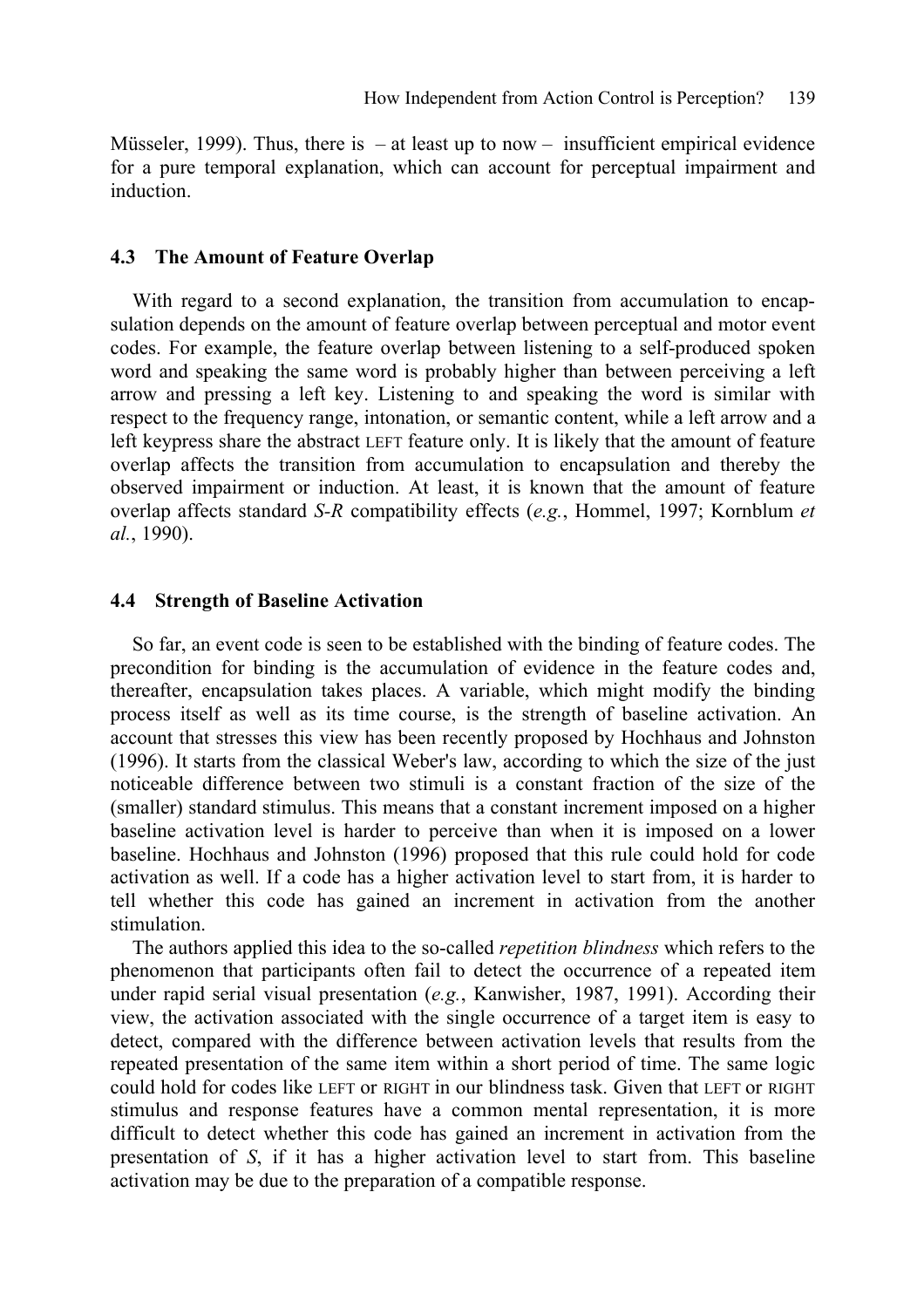Müsseler, 1999). Thus, there is – at least up to now – insufficient empirical evidence for a pure temporal explanation, which can account for perceptual impairment and induction.

### 4.3 The Amount of Feature Overlap

With regard to a second explanation, the transition from accumulation to encapsulation depends on the amount of feature overlap between perceptual and motor event codes. For example, the feature overlap between listening to a self-produced spoken word and speaking the same word is probably higher than between perceiving a left arrow and pressing a left key. Listening to and speaking the word is similar with respect to the frequency range, intonation, or semantic content, while a left arrow and a left keypress share the abstract LEFT feature only. It is likely that the amount of feature overlap affects the transition from accumulation to encapsulation and thereby the observed impairment or induction. At least, it is known that the amount of feature overlap affects standard *S-R* compatibility effects (*e.g.*, Hommel, 1997; Kornblum *et al.*, 1990).

### 4.4 Strength of Baseline Activation

So far, an event code is seen to be established with the binding of feature codes. The precondition for binding is the accumulation of evidence in the feature codes and, thereafter, encapsulation takes places. A variable, which might modify the binding process itself as well as its time course, is the strength of baseline activation. An account that stresses this view has been recently proposed by Hochhaus and Johnston (1996). It starts from the classical Weber's law, according to which the size of the just noticeable difference between two stimuli is a constant fraction of the size of the (smaller) standard stimulus. This means that a constant increment imposed on a higher baseline activation level is harder to perceive than when it is imposed on a lower baseline. Hochhaus and Johnston (1996) proposed that this rule could hold for code activation as well. If a code has a higher activation level to start from, it is harder to tell whether this code has gained an increment in activation from the another stimulation.

The authors applied this idea to the so-called *repetition blindness* which refers to the phenomenon that participants often fail to detect the occurrence of a repeated item under rapid serial visual presentation (*e.g.*, Kanwisher, 1987, 1991). According their view, the activation associated with the single occurrence of a target item is easy to detect, compared with the difference between activation levels that results from the repeated presentation of the same item within a short period of time. The same logic could hold for codes like LEFT or RIGHT in our blindness task. Given that LEFT or RIGHT stimulus and response features have a common mental representation, it is more difficult to detect whether this code has gained an increment in activation from the presentation of *S*, if it has a higher activation level to start from. This baseline activation may be due to the preparation of a compatible response.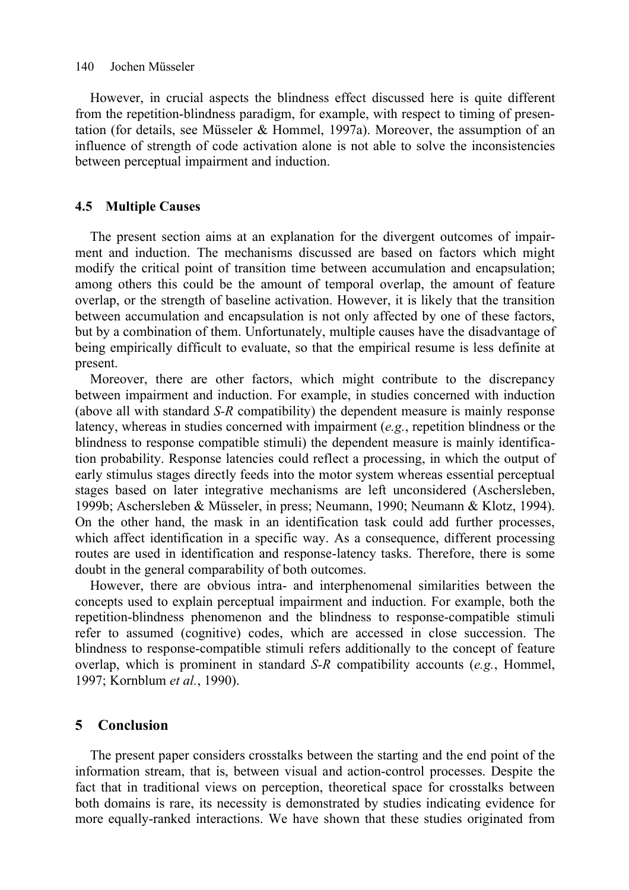However, in crucial aspects the blindness effect discussed here is quite different from the repetition-blindness paradigm, for example, with respect to timing of presentation (for details, see Müsseler & Hommel, 1997a). Moreover, the assumption of an influence of strength of code activation alone is not able to solve the inconsistencies between perceptual impairment and induction.

### 4.5 Multiple Causes

The present section aims at an explanation for the divergent outcomes of impairment and induction. The mechanisms discussed are based on factors which might modify the critical point of transition time between accumulation and encapsulation; among others this could be the amount of temporal overlap, the amount of feature overlap, or the strength of baseline activation. However, it is likely that the transition between accumulation and encapsulation is not only affected by one of these factors, but by a combination of them. Unfortunately, multiple causes have the disadvantage of being empirically difficult to evaluate, so that the empirical resume is less definite at present.

Moreover, there are other factors, which might contribute to the discrepancy between impairment and induction. For example, in studies concerned with induction (above all with standard *S-R* compatibility) the dependent measure is mainly response latency, whereas in studies concerned with impairment (*e.g.*, repetition blindness or the blindness to response compatible stimuli) the dependent measure is mainly identification probability. Response latencies could reflect a processing, in which the output of early stimulus stages directly feeds into the motor system whereas essential perceptual stages based on later integrative mechanisms are left unconsidered (Aschersleben, 1999b; Aschersleben & Müsseler, in press; Neumann, 1990; Neumann & Klotz, 1994). On the other hand, the mask in an identification task could add further processes, which affect identification in a specific way. As a consequence, different processing routes are used in identification and response-latency tasks. Therefore, there is some doubt in the general comparability of both outcomes.

However, there are obvious intra- and interphenomenal similarities between the concepts used to explain perceptual impairment and induction. For example, both the repetition-blindness phenomenon and the blindness to response-compatible stimuli refer to assumed (cognitive) codes, which are accessed in close succession. The blindness to response-compatible stimuli refers additionally to the concept of feature overlap, which is prominent in standard *S-R* compatibility accounts (*e.g.*, Hommel, 1997; Kornblum *et al.*, 1990).

## 5 Conclusion

The present paper considers crosstalks between the starting and the end point of the information stream, that is, between visual and action-control processes. Despite the fact that in traditional views on perception, theoretical space for crosstalks between both domains is rare, its necessity is demonstrated by studies indicating evidence for more equally-ranked interactions. We have shown that these studies originated from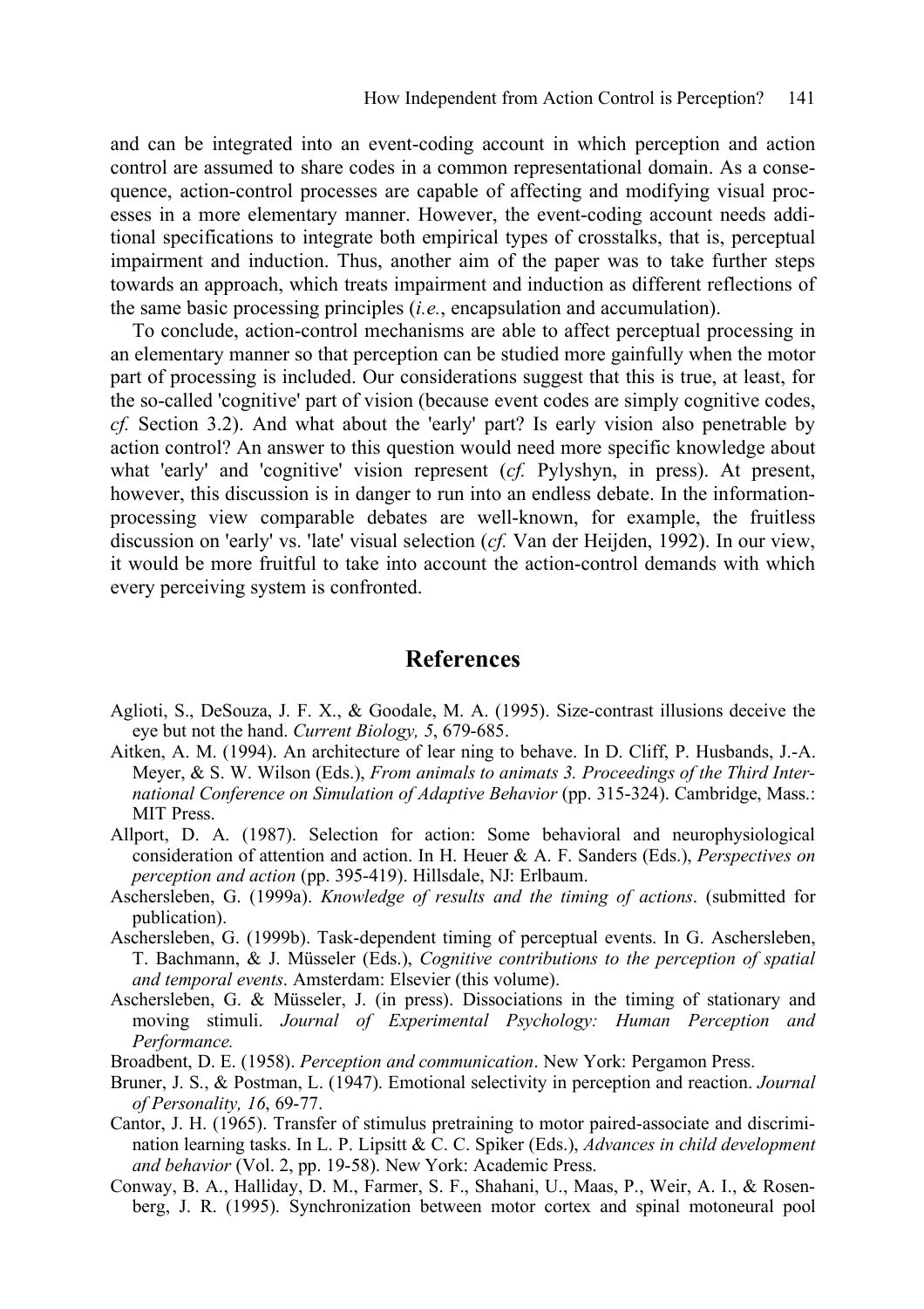and can be integrated into an event-coding account in which perception and action control are assumed to share codes in a common representational domain. As a consequence, action-control processes are capable of affecting and modifying visual processes in a more elementary manner. However, the event-coding account needs additional specifications to integrate both empirical types of crosstalks, that is, perceptual impairment and induction. Thus, another aim of the paper was to take further steps towards an approach, which treats impairment and induction as different reflections of the same basic processing principles (*i.e.*, encapsulation and accumulation).

To conclude, action-control mechanisms are able to affect perceptual processing in an elementary manner so that perception can be studied more gainfully when the motor part of processing is included. Our considerations suggest that this is true, at least, for the so-called 'cognitive' part of vision (because event codes are simply cognitive codes, *cf.* Section 3.2). And what about the 'early' part? Is early vision also penetrable by action control? An answer to this question would need more specific knowledge about what 'early' and 'cognitive' vision represent (*cf.* Pylyshyn, in press). At present, however, this discussion is in danger to run into an endless debate. In the information-processing view comparable debates are well-known, for example, the fruitless discussion on 'early' vs. 'late' visual selection (*cf.* Van der Heijden, 1992). In our view, it would be more fruitful to take into account the action-control demands with which every perceiving system is confronted.

## References

Aglioti, S., DeSouza, J. F. X., & Goodale, M. A. (1995). Size-contrast illusions deceive the eye but not the hand. *Current Biology, 5*, 679-685.

Aitken, A. M. (1994). An architecture of lear ning to behave. In D. Cliff, P. Husbands, J.-A. Meyer, & S. W. Wilson (Eds.), *From animals to animats 3. Proceedings of the Third International Conference on Simulation of Adaptive Behavior* (pp. 315-324). Cambridge, Mass.: MIT Press.

Allport, D. A. (1987). Selection for action: Some behavioral and neurophysiological consideration of attention and action. In H. Heuer & A. F. Sanders (Eds.), *Perspectives on perception and action* (pp. 395-419). Hillsdale, NJ: Erlbaum.

Aschersleben, G. (1999a). *Knowledge of results and the timing of actions*. (submitted for publication).

Aschersleben, G. (1999b). Task-dependent timing of perceptual events. In G. Aschersleben, T. Bachmann, & J. Müsseler (Eds.), *Cognitive contributions to the perception of spatial and temporal events*. Amsterdam: Elsevier (this volume).

Aschersleben, G. & Müsseler, J. (in press). Dissociations in the timing of stationary and moving stimuli. *Journal of Experimental Psychology: Human Perception and Performance.*

Broadbent, D. E. (1958). *Perception and communication*. New York: Pergamon Press.

Bruner, J. S., & Postman, L. (1947). Emotional selectivity in perception and reaction. *Journal of Personality, 16*, 69-77.

Cantor, J. H. (1965). Transfer of stimulus pretraining to motor paired-associate and discrimination learning tasks. In L. P. Lipsitt & C. C. Spiker (Eds.), *Advances in child development and behavior* (Vol. 2, pp. 19-58). New York: Academic Press.

Conway, B. A., Halliday, D. M., Farmer, S. F., Shahani, U., Maas, P., Weir, A. I., & Rosenberg, J. R. (1995). Synchronization between motor cortex and spinal motoneural pool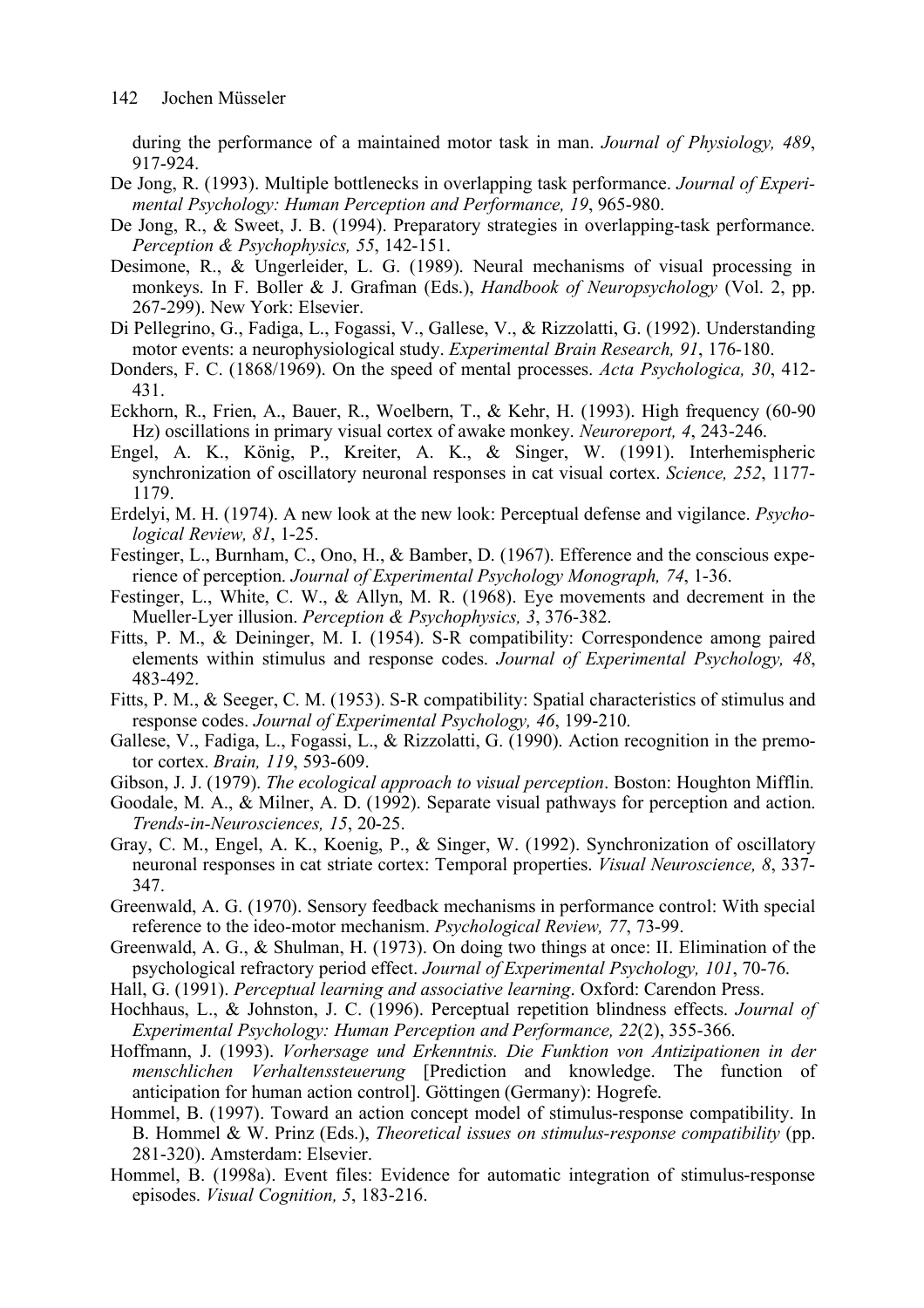during the performance of a maintained motor task in man. *Journal of Physiology, 489*, 917-924.

De Jong, R. (1993). Multiple bottlenecks in overlapping task performance. *Journal of Experimental Psychology: Human Perception and Performance, 19*, 965-980.

De Jong, R., & Sweet, J. B. (1994). Preparatory strategies in overlapping-task performance. *Perception & Psychophysics, 55*, 142-151.

Desimone, R., & Ungerleider, L. G. (1989). Neural mechanisms of visual processing in monkeys. In F. Boller & J. Grafman (Eds.), *Handbook of Neuropsychology* (Vol. 2, pp. 267-299). New York: Elsevier.

Di Pellegrino, G., Fadiga, L., Fogassi, V., Gallese, V., & Rizzolatti, G. (1992). Understanding motor events: a neurophysiological study. *Experimental Brain Research, 91*, 176-180.

Donders, F. C. (1868/1969). On the speed of mental processes. *Acta Psychologica, 30*, 412-431.

Eckhorn, R., Frien, A., Bauer, R., Woelbern, T., & Kehr, H. (1993). High frequency (60-90 Hz) oscillations in primary visual cortex of awake monkey. *Neuroreport, 4*, 243-246.

Engel, A. K., König, P., Kreiter, A. K., & Singer, W. (1991). Interhemispheric synchronization of oscillatory neuronal responses in cat visual cortex. *Science, 252*, 1177-1179.

Erdelyi, M. H. (1974). A new look at the new look: Perceptual defense and vigilance. *Psychological Review, 81*, 1-25.

Festinger, L., Burnham, C., Ono, H., & Bamber, D. (1967). Efference and the conscious experience of perception. *Journal of Experimental Psychology Monograph, 74*, 1-36.

Festinger, L., White, C. W., & Allyn, M. R. (1968). Eye movements and decrement in the Mueller-Lyer illusion. *Perception & Psychophysics, 3*, 376-382.

Fitts, P. M., & Deininger, M. I. (1954). S-R compatibility: Correspondence among paired elements within stimulus and response codes. *Journal of Experimental Psychology, 48*, 483-492.

Fitts, P. M., & Seeger, C. M. (1953). S-R compatibility: Spatial characteristics of stimulus and response codes. *Journal of Experimental Psychology, 46*, 199-210.

Gallese, V., Fadiga, L., Fogassi, L., & Rizzolatti, G. (1990). Action recognition in the premotor cortex. *Brain, 119*, 593-609.

Gibson, J. J. (1979). *The ecological approach to visual perception*. Boston: Houghton Mifflin.

Goodale, M. A., & Milner, A. D. (1992). Separate visual pathways for perception and action. *Trends-in-Neurosciences, 15*, 20-25.

Gray, C. M., Engel, A. K., Koenig, P., & Singer, W. (1992). Synchronization of oscillatory neuronal responses in cat striate cortex: Temporal properties. *Visual Neuroscience, 8*, 337-347.

Greenwald, A. G. (1970). Sensory feedback mechanisms in performance control: With special reference to the ideo-motor mechanism. *Psychological Review, 77*, 73-99.

Greenwald, A. G., & Shulman, H. (1973). On doing two things at once: II. Elimination of the psychological refractory period effect. *Journal of Experimental Psychology, 101*, 70-76.

Hall, G. (1991). *Perceptual learning and associative learning*. Oxford: Carendon Press.

Hochhaus, L., & Johnston, J. C. (1996). Perceptual repetition blindness effects. *Journal of Experimental Psychology: Human Perception and Performance, 22*(2), 355-366.

Hoffmann, J. (1993). *Vorhersage und Erkenntnis. Die Funktion von Antizipationen in der menschlichen Verhaltenssteuerung* [Prediction and knowledge. The function of anticipation for human action control]. Göttingen (Germany): Hogrefe.

Hommel, B. (1997). Toward an action concept model of stimulus-response compatibility. In B. Hommel & W. Prinz (Eds.), *Theoretical issues on stimulus-response compatibility* (pp. 281-320). Amsterdam: Elsevier.

Hommel, B. (1998a). Event files: Evidence for automatic integration of stimulus-response episodes. *Visual Cognition, 5*, 183-216.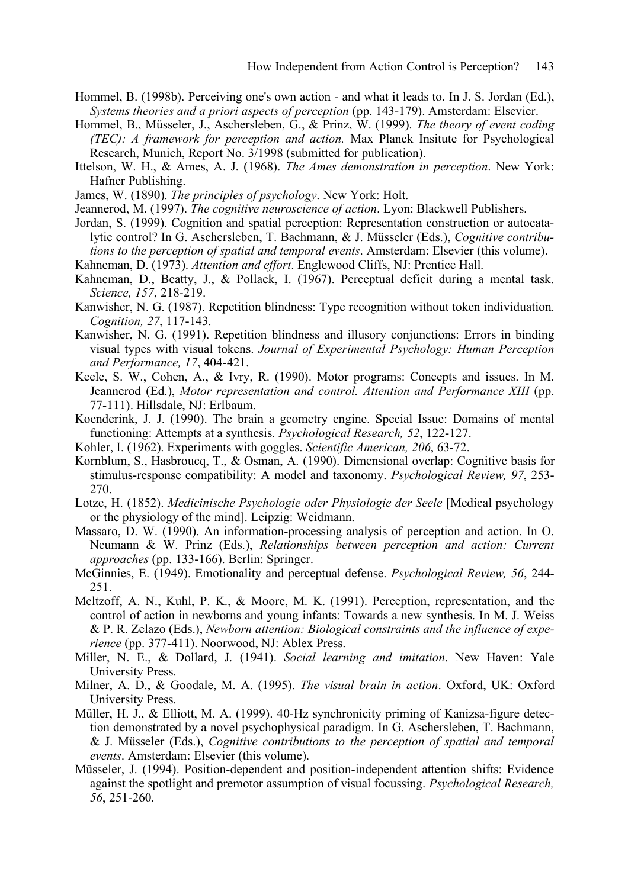Hommel, B. (1998b). Perceiving one's own action - and what it leads to. In J. S. Jordan (Ed.), *Systems theories and a priori aspects of perception* (pp. 143-179). Amsterdam: Elsevier.

Hommel, B., Müsseler, J., Aschersleben, G., & Prinz, W. (1999). *The theory of event coding (TEC): A framework for perception and action.* Max Planck Insitute for Psychological Research, Munich, Report No. 3/1998 (submitted for publication).

Ittelson, W. H., & Ames, A. J. (1968). *The Ames demonstration in perception*. New York: Hafner Publishing.

James, W. (1890). *The principles of psychology*. New York: Holt.

Jeannerod, M. (1997). *The cognitive neuroscience of action*. Lyon: Blackwell Publishers.

Jordan, S. (1999). Cognition and spatial perception: Representation construction or autocatalytic control? In G. Aschersleben, T. Bachmann, & J. Müsseler (Eds.), *Cognitive contributions to the perception of spatial and temporal events*. Amsterdam: Elsevier (this volume).

Kahneman, D. (1973). *Attention and effort*. Englewood Cliffs, NJ: Prentice Hall.

Kahneman, D., Beatty, J., & Pollack, I. (1967). Perceptual deficit during a mental task. *Science, 157*, 218-219.

Kanwisher, N. G. (1987). Repetition blindness: Type recognition without token individuation. *Cognition, 27*, 117-143.

Kanwisher, N. G. (1991). Repetition blindness and illusory conjunctions: Errors in binding visual types with visual tokens. *Journal of Experimental Psychology: Human Perception and Performance, 17*, 404-421.

Keele, S. W., Cohen, A., & Ivry, R. (1990). Motor programs: Concepts and issues. In M. Jeannerod (Ed.), *Motor representation and control. Attention and Performance XIII* (pp. 77-111). Hillsdale, NJ: Erlbaum.

Koenderink, J. J. (1990). The brain a geometry engine. Special Issue: Domains of mental functioning: Attempts at a synthesis. *Psychological Research, 52*, 122-127.

Kohler, I. (1962). Experiments with goggles. *Scientific American, 206*, 63-72.

Kornblum, S., Hasbroucq, T., & Osman, A. (1990). Dimensional overlap: Cognitive basis for stimulus-response compatibility: A model and taxonomy. *Psychological Review, 97*, 253-270.

Lotze, H. (1852). *Medicinische Psychologie oder Physiologie der Seele* [Medical psychology or the physiology of the mind]. Leipzig: Weidmann.

Massaro, D. W. (1990). An information-processing analysis of perception and action. In O. Neumann & W. Prinz (Eds.), *Relationships between perception and action: Current approaches* (pp. 133-166). Berlin: Springer.

McGinnies, E. (1949). Emotionality and perceptual defense. *Psychological Review, 56*, 244-251.

Meltzoff, A. N., Kuhl, P. K., & Moore, M. K. (1991). Perception, representation, and the control of action in newborns and young infants: Towards a new synthesis. In M. J. Weiss & P. R. Zelazo (Eds.), *Newborn attention: Biological constraints and the influence of experience* (pp. 377-411). Noorwood, NJ: Ablex Press.

Miller, N. E., & Dollard, J. (1941). *Social learning and imitation*. New Haven: Yale University Press.

Milner, A. D., & Goodale, M. A. (1995). *The visual brain in action*. Oxford, UK: Oxford University Press.

Müller, H. J., & Elliott, M. A. (1999). 40-Hz synchronicity priming of Kanizsa-figure detection demonstrated by a novel psychophysical paradigm. In G. Aschersleben, T. Bachmann, & J. Müsseler (Eds.), *Cognitive contributions to the perception of spatial and temporal events*. Amsterdam: Elsevier (this volume).

Müsseler, J. (1994). Position-dependent and position-independent attention shifts: Evidence against the spotlight and premotor assumption of visual focussing. *Psychological Research, 56*, 251-260.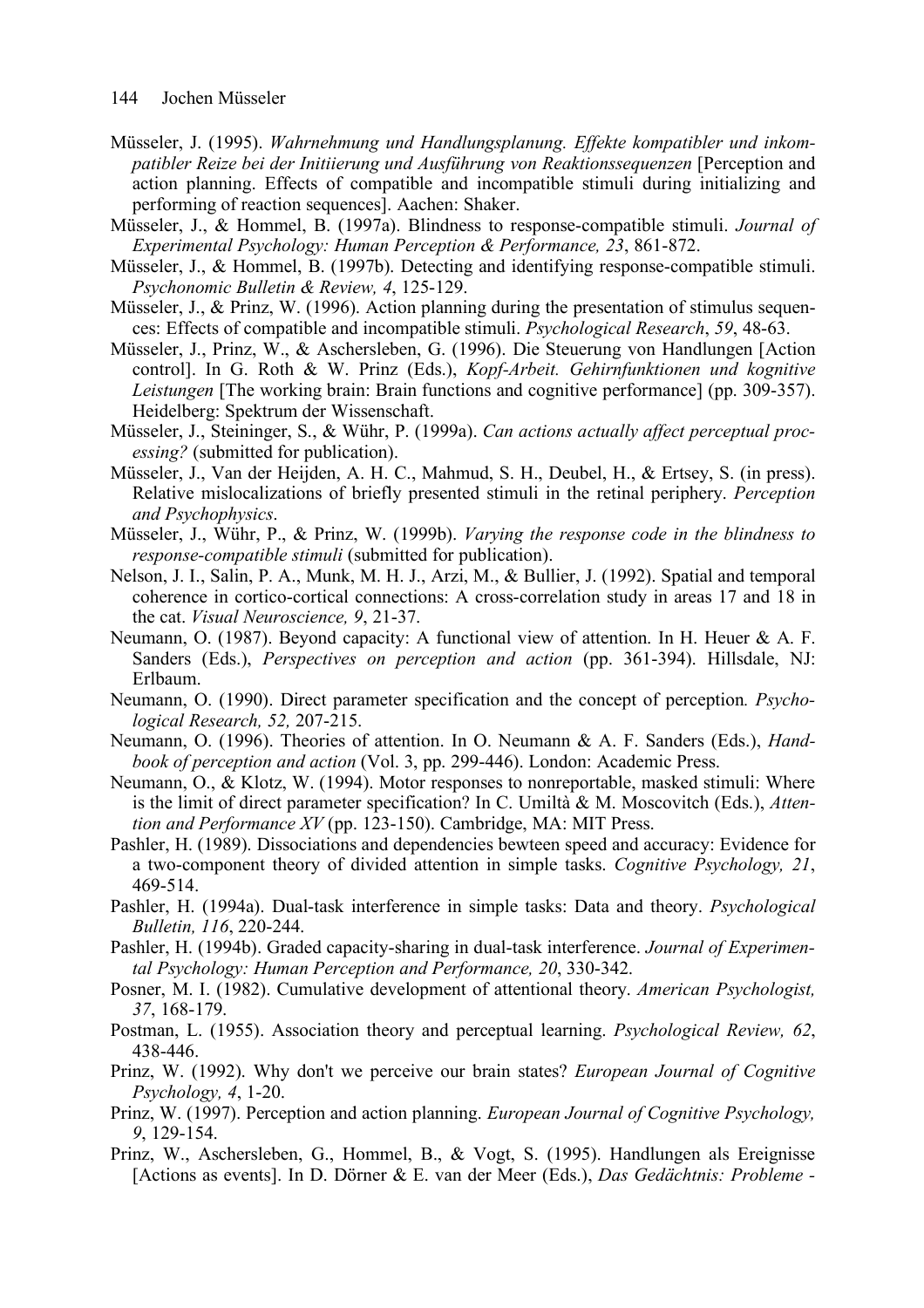Müsseler, J. (1995). *Wahrnehmung und Handlungsplanung. Effekte kompatibler und inkompatibler Reize bei der Initiierung und Ausführung von Reaktionssequenzen* [Perception and action planning. Effects of compatible and incompatible stimuli during initializing and performing of reaction sequences]. Aachen: Shaker.

Müsseler, J., & Hommel, B. (1997a). Blindness to response-compatible stimuli. *Journal of Experimental Psychology: Human Perception & Performance, 23*, 861-872.

Müsseler, J., & Hommel, B. (1997b). Detecting and identifying response-compatible stimuli. *Psychonomic Bulletin & Review, 4*, 125-129.

Müsseler, J., & Prinz, W. (1996). Action planning during the presentation of stimulus sequences: Effects of compatible and incompatible stimuli. *Psychological Research*, *59*, 48-63.

Müsseler, J., Prinz, W., & Aschersleben, G. (1996). Die Steuerung von Handlungen [Action control]. In G. Roth & W. Prinz (Eds.), *Kopf-Arbeit. Gehirnfunktionen und kognitive Leistungen* [The working brain: Brain functions and cognitive performance] (pp. 309-357). Heidelberg: Spektrum der Wissenschaft.

Müsseler, J., Steininger, S., & Wühr, P. (1999a). *Can actions actually affect perceptual processing?* (submitted for publication).

Müsseler, J., Van der Heijden, A. H. C., Mahmud, S. H., Deubel, H., & Ertsey, S. (in press). Relative mislocalizations of briefly presented stimuli in the retinal periphery. *Perception and Psychophysics*.

Müsseler, J., Wühr, P., & Prinz, W. (1999b). *Varying the response code in the blindness to response-compatible stimuli* (submitted for publication).

Nelson, J. I., Salin, P. A., Munk, M. H. J., Arzi, M., & Bullier, J. (1992). Spatial and temporal coherence in cortico-cortical connections: A cross-correlation study in areas 17 and 18 in the cat. *Visual Neuroscience, 9*, 21-37.

Neumann, O. (1987). Beyond capacity: A functional view of attention. In H. Heuer & A. F. Sanders (Eds.), *Perspectives on perception and action* (pp. 361-394). Hillsdale, NJ: Erlbaum.

Neumann, O. (1990). Direct parameter specification and the concept of perception*. Psychological Research, 52,* 207-215.

Neumann, O. (1996). Theories of attention. In O. Neumann & A. F. Sanders (Eds.), *Handbook of perception and action* (Vol. 3, pp. 299-446). London: Academic Press.

Neumann, O., & Klotz, W. (1994). Motor responses to nonreportable, masked stimuli: Where is the limit of direct parameter specification? In C. Umiltà & M. Moscovitch (Eds.), *Attention and Performance XV* (pp. 123-150). Cambridge, MA: MIT Press.

Pashler, H. (1989). Dissociations and dependencies bewteen speed and accuracy: Evidence for a two-component theory of divided attention in simple tasks. *Cognitive Psychology, 21*, 469-514.

Pashler, H. (1994a). Dual-task interference in simple tasks: Data and theory. *Psychological Bulletin, 116*, 220-244.

Pashler, H. (1994b). Graded capacity-sharing in dual-task interference. *Journal of Experimental Psychology: Human Perception and Performance, 20*, 330-342.

Posner, M. I. (1982). Cumulative development of attentional theory. *American Psychologist, 37*, 168-179.

Postman, L. (1955). Association theory and perceptual learning. *Psychological Review, 62*, 438-446.

Prinz, W. (1992). Why don't we perceive our brain states? *European Journal of Cognitive Psychology, 4*, 1-20.

Prinz, W. (1997). Perception and action planning. *European Journal of Cognitive Psychology, 9*, 129-154.

Prinz, W., Aschersleben, G., Hommel, B., & Vogt, S. (1995). Handlungen als Ereignisse [Actions as events]. In D. Dörner & E. van der Meer (Eds.), *Das Gedächtnis: Probleme -*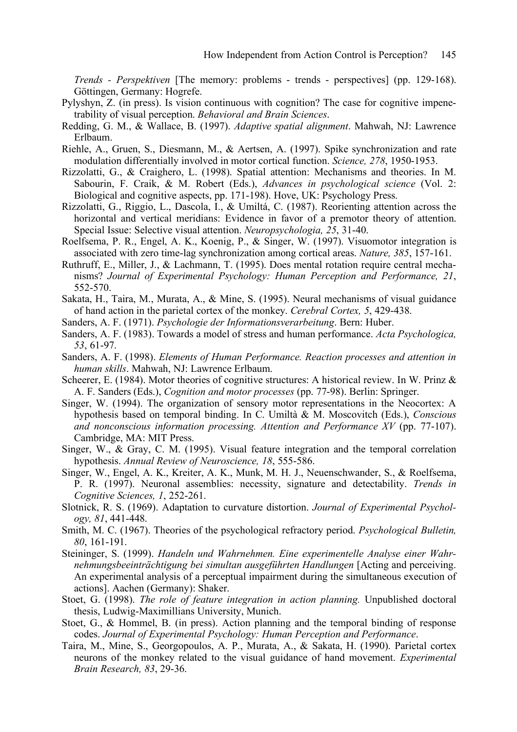*Trends - Perspektiven* [The memory: problems - trends - perspectives] (pp. 129-168). Göttingen, Germany: Hogrefe.

Pylyshyn, Z. (in press). Is vision continuous with cognition? The case for cognitive impenetrability of visual perception. *Behavioral and Brain Sciences*.

Redding, G. M., & Wallace, B. (1997). *Adaptive spatial alignment*. Mahwah, NJ: Lawrence Erlbaum.

Riehle, A., Gruen, S., Diesmann, M., & Aertsen, A. (1997). Spike synchronization and rate modulation differentially involved in motor cortical function. *Science, 278*, 1950-1953.

Rizzolatti, G., & Craighero, L. (1998). Spatial attention: Mechanisms and theories. In M. Sabourin, F. Craik, & M. Robert (Eds.), *Advances in psychological science* (Vol. 2: Biological and cognitive aspects, pp. 171-198). Hove, UK: Psychology Press.

Rizzolatti, G., Riggio, L., Dascola, I., & Umiltá, C. (1987). Reorienting attention across the horizontal and vertical meridians: Evidence in favor of a premotor theory of attention. Special Issue: Selective visual attention. *Neuropsychologia, 25*, 31-40.

Roelfsema, P. R., Engel, A. K., Koenig, P., & Singer, W. (1997). Visuomotor integration is associated with zero time-lag synchronization among cortical areas. *Nature, 385*, 157-161.

Ruthruff, E., Miller, J., & Lachmann, T. (1995). Does mental rotation require central mechanisms? *Journal of Experimental Psychology: Human Perception and Performance, 21*, 552-570.

Sakata, H., Taira, M., Murata, A., & Mine, S. (1995). Neural mechanisms of visual guidance of hand action in the parietal cortex of the monkey. *Cerebral Cortex, 5*, 429-438.

Sanders, A. F. (1971). *Psychologie der Informationsverarbeitung*. Bern: Huber.

Sanders, A. F. (1983). Towards a model of stress and human performance. *Acta Psychologica, 53*, 61-97.

Sanders, A. F. (1998). *Elements of Human Performance. Reaction processes and attention in human skills*. Mahwah, NJ: Lawrence Erlbaum.

Scheerer, E. (1984). Motor theories of cognitive structures: A historical review. In W. Prinz & A. F. Sanders (Eds.), *Cognition and motor processes* (pp. 77-98). Berlin: Springer.

Singer, W. (1994). The organization of sensory motor representations in the Neocortex: A hypothesis based on temporal binding. In C. Umiltà & M. Moscovitch (Eds.), *Conscious and nonconscious information processing. Attention and Performance XV* (pp. 77-107). Cambridge, MA: MIT Press.

Singer, W., & Gray, C. M. (1995). Visual feature integration and the temporal correlation hypothesis. *Annual Review of Neuroscience, 18*, 555-586.

Singer, W., Engel, A. K., Kreiter, A. K., Munk, M. H. J., Neuenschwander, S., & Roelfsema, P. R. (1997). Neuronal assemblies: necessity, signature and detectability. *Trends in Cognitive Sciences, 1*, 252-261.

Slotnick, R. S. (1969). Adaptation to curvature distortion. *Journal of Experimental Psychology, 81*, 441-448.

Smith, M. C. (1967). Theories of the psychological refractory period. *Psychological Bulletin, 80*, 161-191.

Steininger, S. (1999). *Handeln und Wahrnehmen. Eine experimentelle Analyse einer Wahrnehmungsbeeinträchtigung bei simultan ausgeführten Handlungen* [Acting and perceiving. An experimental analysis of a perceptual impairment during the simultaneous execution of actions]. Aachen (Germany): Shaker.

Stoet, G. (1998). *The role of feature integration in action planning.* Unpublished doctoral thesis, Ludwig-Maximillians University, Munich.

Stoet, G., & Hommel, B. (in press). Action planning and the temporal binding of response codes. *Journal of Experimental Psychology: Human Perception and Performance*.

Taira, M., Mine, S., Georgopoulos, A. P., Murata, A., & Sakata, H. (1990). Parietal cortex neurons of the monkey related to the visual guidance of hand movement. *Experimental Brain Research, 83*, 29-36.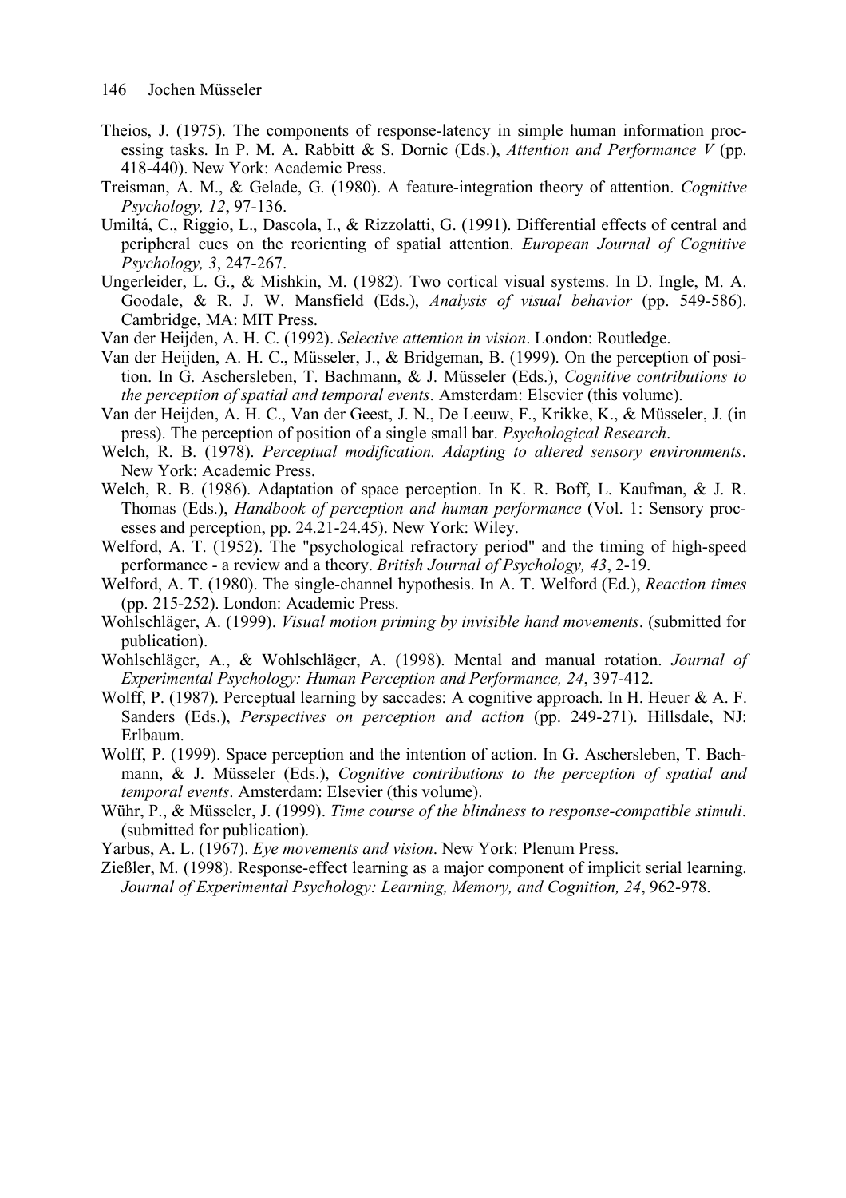Theios, J. (1975). The components of response-latency in simple human information processing tasks. In P. M. A. Rabbitt & S. Dornic (Eds.), *Attention and Performance V* (pp. 418-440). New York: Academic Press.

Treisman, A. M., & Gelade, G. (1980). A feature-integration theory of attention. *Cognitive Psychology, 12*, 97-136.

Umiltá, C., Riggio, L., Dascola, I., & Rizzolatti, G. (1991). Differential effects of central and peripheral cues on the reorienting of spatial attention. *European Journal of Cognitive Psychology, 3*, 247-267.

Ungerleider, L. G., & Mishkin, M. (1982). Two cortical visual systems. In D. Ingle, M. A. Goodale, & R. J. W. Mansfield (Eds.), *Analysis of visual behavior* (pp. 549-586). Cambridge, MA: MIT Press.

Van der Heijden, A. H. C. (1992). *Selective attention in vision*. London: Routledge.

Van der Heijden, A. H. C., Müsseler, J., & Bridgeman, B. (1999). On the perception of position. In G. Aschersleben, T. Bachmann, & J. Müsseler (Eds.), *Cognitive contributions to the perception of spatial and temporal events*. Amsterdam: Elsevier (this volume).

Van der Heijden, A. H. C., Van der Geest, J. N., De Leeuw, F., Krikke, K., & Müsseler, J. (in press). The perception of position of a single small bar. *Psychological Research*.

Welch, R. B. (1978). *Perceptual modification. Adapting to altered sensory environments*. New York: Academic Press.

Welch, R. B. (1986). Adaptation of space perception. In K. R. Boff, L. Kaufman, & J. R. Thomas (Eds.), *Handbook of perception and human performance* (Vol. 1: Sensory processes and perception, pp. 24.21-24.45). New York: Wiley.

Welford, A. T. (1952). The "psychological refractory period" and the timing of high-speed performance - a review and a theory. *British Journal of Psychology, 43*, 2-19.

Welford, A. T. (1980). The single-channel hypothesis. In A. T. Welford (Ed.), *Reaction times* (pp. 215-252). London: Academic Press.

Wohlschläger, A. (1999). *Visual motion priming by invisible hand movements*. (submitted for publication).

Wohlschläger, A., & Wohlschläger, A. (1998). Mental and manual rotation. *Journal of Experimental Psychology: Human Perception and Performance, 24*, 397-412.

Wolff, P. (1987). Perceptual learning by saccades: A cognitive approach. In H. Heuer & A. F. Sanders (Eds.), *Perspectives on perception and action* (pp. 249-271). Hillsdale, NJ: Erlbaum.

Wolff, P. (1999). Space perception and the intention of action. In G. Aschersleben, T. Bachmann, & J. Müsseler (Eds.), *Cognitive contributions to the perception of spatial and temporal events*. Amsterdam: Elsevier (this volume).

Wühr, P., & Müsseler, J. (1999). *Time course of the blindness to response-compatible stimuli*. (submitted for publication).

Yarbus, A. L. (1967). *Eye movements and vision*. New York: Plenum Press.

Zießler, M. (1998). Response-effect learning as a major component of implicit serial learning. *Journal of Experimental Psychology: Learning, Memory, and Cognition, 24*, 962-978.